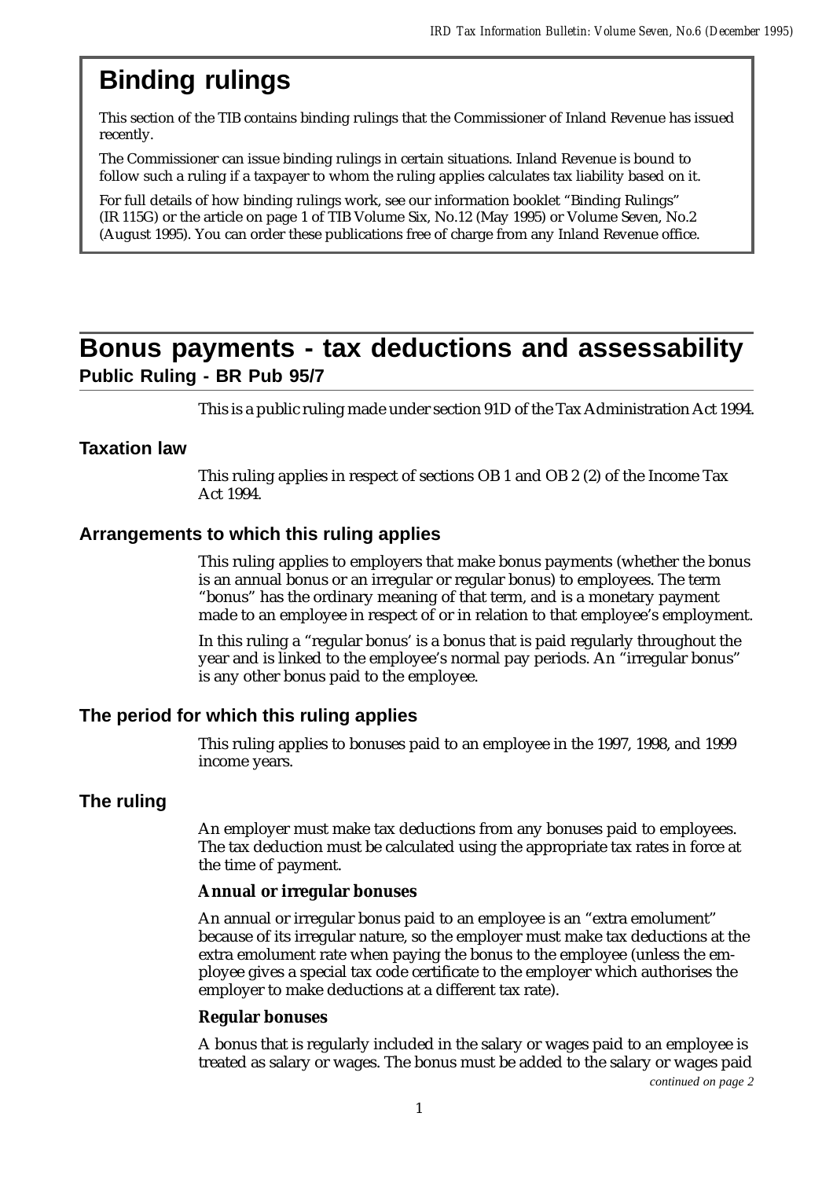# Binding rulings

This section of the TIB contains binding rulings that the Commissioner of Inland Revenue has issued recently.

The Commissioner can issue binding rulings in certain situations. Inland Revenue is bound to follow such a ruling if a taxpayer to whom the ruling applies calculates tax liability based on it.

For full details of how binding rulings work, see our information booklet "Binding Rulings" (IR 115G) or the article on page 1 of TIB Volume Six, No.12 (May 1995) or Volume Seven, No.2 (August 1995). You can order these publications free of charge from any Inland Revenue office.

# Bonus payments - tax deductions and assessability

## Public Ruling - BR Pub 95/7

This is a public ruling made under section 91D of the Tax Administration Act 1994.

### Taxation law

This ruling applies in respect of sections OB 1 and OB 2 (2) of the Income Tax Act 1994.

### Arrangements to which this ruling applies

This ruling applies to employers that make bonus payments (whether the bonus is an annual bonus or an irregular or regular bonus) to employees. The term "bonus" has the ordinary meaning of that term, and is a monetary payment made to an employee in respect of or in relation to that employee's employment.

In this ruling a "regular bonus' is a bonus that is paid regularly throughout the year and is linked to the employee's normal pay periods. An "irregular bonus" is any other bonus paid to the employee.

### The period for which this ruling applies

This ruling applies to bonuses paid to an employee in the 1997, 1998, and 1999 income years.

### The ruling

An employer must make tax deductions from any bonuses paid to employees. The tax deduction must be calculated using the appropriate tax rates in force at the time of payment.

**Annual or irregular bonuses**

An annual or irregular bonus paid to an employee is an "extra emolument" because of its irregular nature, so the employer must make tax deductions at the extra emolument rate when paying the bonus to the employee (unless the employee gives a special tax code certificate to the employer which authorises the employer to make deductions at a different tax rate).

**Regular bonuses**

A bonus that is regularly included in the salary or wages paid to an employee is treated as salary or wages. The bonus must be added to the salary or wages paid

*continued on page 2*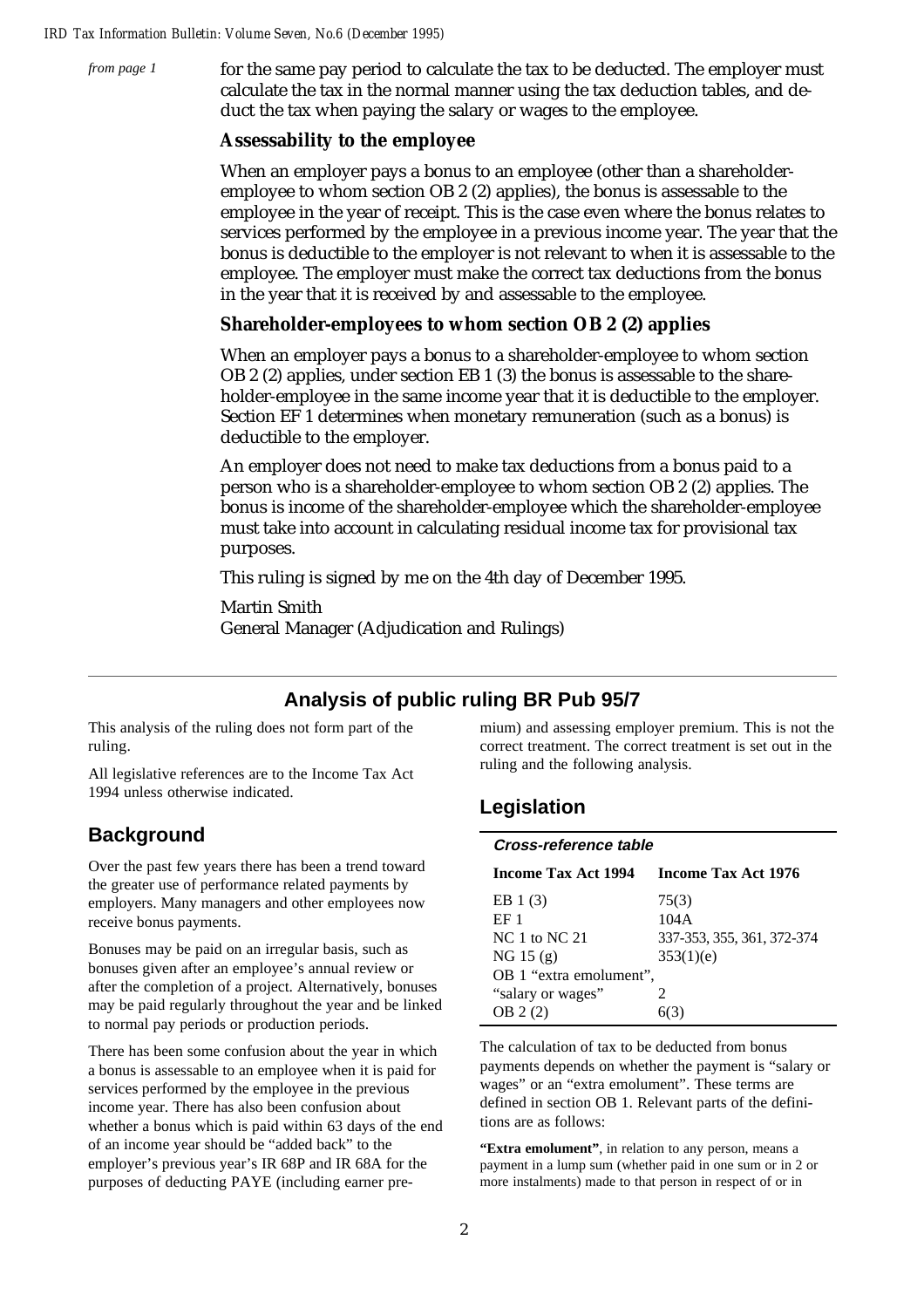*from page 1*

for the same pay period to calculate the tax to be deducted. The employer must calculate the tax in the normal manner using the tax deduction tables, and deduct the tax when paying the salary or wages to the employee.

### Assessability to the employee

When an employer pays a bonus to an employee (other than a shareholder-employee to whom section OB 2 (2) applies), the bonus is assessable to the employee in the year of receipt. This is the case even where the bonus relates to services performed by the employee in a previous income year. The year that the bonus is deductible to the employer is not relevant to when it is assessable to the employee. The employer must make the correct tax deductions from the bonus in the year that it is received by and assessable to the employee.

### Shareholder-employees to whom section OB 2 (2) applies

When an employer pays a bonus to a shareholder-employee to whom section OB 2 (2) applies, under section EB 1 (3) the bonus is assessable to the shareholder-employee in the same income year that it is deductible to the employer. Section EF 1 determines when monetary remuneration (such as a bonus) is deductible to the employer.

An employer does not need to make tax deductions from a bonus paid to a person who is a shareholder-employee to whom section OB 2 (2) applies. The bonus is income of the shareholder-employee which the shareholder-employee must take into account in calculating residual income tax for provisional tax purposes.

This ruling is signed by me on the 4th day of December 1995.

Martin Smith
General Manager (Adjudication and Rulings)

---

## Analysis of public ruling BR Pub 95/7

This analysis of the ruling does not form part of the ruling.

All legislative references are to the Income Tax Act 1994 unless otherwise indicated.

## Background

Over the past few years there has been a trend toward the greater use of performance related payments by employers. Many managers and other employees now receive bonus payments.

Bonuses may be paid on an irregular basis, such as bonuses given after an employee's annual review or after the completion of a project. Alternatively, bonuses may be paid regularly throughout the year and be linked to normal pay periods or production periods.

There has been some confusion about the year in which a bonus is assessable to an employee when it is paid for services performed by the employee in the previous income year. There has also been confusion about whether a bonus which is paid within 63 days of the end of an income year should be "added back" to the employer's previous year's IR 68P and IR 68A for the purposes of deducting PAYE (including earner premium) and assessing employer premium. This is not the correct treatment. The correct treatment is set out in the ruling and the following analysis.

## Legislation

**Cross-reference table**

| Income Tax Act 1994 | Income Tax Act 1976 |
|---|---|
| EB 1 (3) | 75(3) |
| EF 1 | 104A |
| NC 1 to NC 21 | 337-353, 355, 361, 372-374 |
| NG 15 (g) | 353(1)(e) |
| OB 1 "extra emolument", "salary or wages" | 2 |
| OB 2 (2) | 6(3) |

The calculation of tax to be deducted from bonus payments depends on whether the payment is "salary or wages" or an "extra emolument". These terms are defined in section OB 1. Relevant parts of the definitions are as follows:

**"Extra emolument"**, in relation to any person, means a payment in a lump sum (whether paid in one sum or in 2 or more instalments) made to that person in respect of or in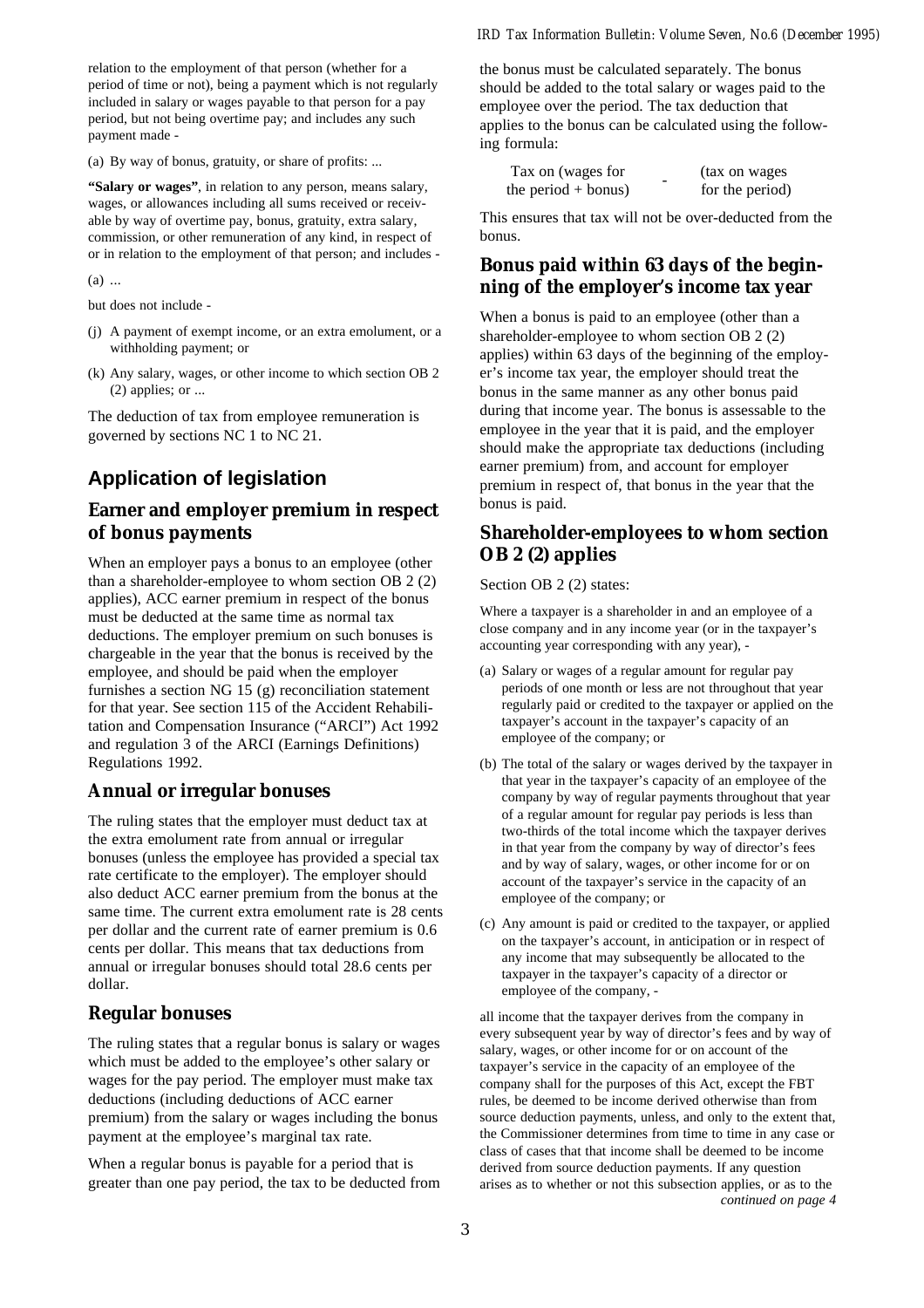relation to the employment of that person (whether for a period of time or not), being a payment which is not regularly included in salary or wages payable to that person for a pay period, but not being overtime pay; and includes any such payment made -

(a) By way of bonus, gratuity, or share of profits: ...

**"Salary or wages"**, in relation to any person, means salary, wages, or allowances including all sums received or receivable by way of overtime pay, bonus, gratuity, extra salary, commission, or other remuneration of any kind, in respect of or in relation to the employment of that person; and includes -

(a) ...

but does not include -

(j) A payment of exempt income, or an extra emolument, or a withholding payment; or

(k) Any salary, wages, or other income to which section OB 2 (2) applies; or ...

The deduction of tax from employee remuneration is governed by sections NC 1 to NC 21.

## Application of legislation

### Earner and employer premium in respect of bonus payments

When an employer pays a bonus to an employee (other than a shareholder-employee to whom section OB 2 (2) applies), ACC earner premium in respect of the bonus must be deducted at the same time as normal tax deductions. The employer premium on such bonuses is chargeable in the year that the bonus is received by the employee, and should be paid when the employer furnishes a section NG 15 (g) reconciliation statement for that year. See section 115 of the Accident Rehabilitation and Compensation Insurance ("ARCI") Act 1992 and regulation 3 of the ARCI (Earnings Definitions) Regulations 1992.

### Annual or irregular bonuses

The ruling states that the employer must deduct tax at the extra emolument rate from annual or irregular bonuses (unless the employee has provided a special tax rate certificate to the employer). The employer should also deduct ACC earner premium from the bonus at the same time. The current extra emolument rate is 28 cents per dollar and the current rate of earner premium is 0.6 cents per dollar. This means that tax deductions from annual or irregular bonuses should total 28.6 cents per dollar.

### Regular bonuses

The ruling states that a regular bonus is salary or wages which must be added to the employee's other salary or wages for the pay period. The employer must make tax deductions (including deductions of ACC earner premium) from the salary or wages including the bonus payment at the employee's marginal tax rate.

When a regular bonus is payable for a period that is greater than one pay period, the tax to be deducted from the bonus must be calculated separately. The bonus should be added to the total salary or wages paid to the employee over the period. The tax deduction that applies to the bonus can be calculated using the following formula:

Tax on (wages for the period + bonus) - (tax on wages for the period)

This ensures that tax will not be over-deducted from the bonus.

### Bonus paid within 63 days of the beginning of the employer's income tax year

When a bonus is paid to an employee (other than a shareholder-employee to whom section OB 2 (2) applies) within 63 days of the beginning of the employer's income tax year, the employer should treat the bonus in the same manner as any other bonus paid during that income year. The bonus is assessable to the employee in the year that it is paid, and the employer should make the appropriate tax deductions (including earner premium) from, and account for employer premium in respect of, that bonus in the year that the bonus is paid.

### Shareholder-employees to whom section OB 2 (2) applies

Section OB 2 (2) states:

Where a taxpayer is a shareholder in and an employee of a close company and in any income year (or in the taxpayer's accounting year corresponding with any year), -

(a) Salary or wages of a regular amount for regular pay periods of one month or less are not throughout that year regularly paid or credited to the taxpayer or applied on the taxpayer's account in the taxpayer's capacity of an employee of the company; or

(b) The total of the salary or wages derived by the taxpayer in that year in the taxpayer's capacity of an employee of the company by way of regular payments throughout that year of a regular amount for regular pay periods is less than two-thirds of the total income which the taxpayer derives in that year from the company by way of director's fees and by way of salary, wages, or other income for or on account of the taxpayer's service in the capacity of an employee of the company; or

(c) Any amount is paid or credited to the taxpayer, or applied on the taxpayer's account, in anticipation or in respect of any income that may subsequently be allocated to the taxpayer in the taxpayer's capacity of a director or employee of the company, -

all income that the taxpayer derives from the company in every subsequent year by way of director's fees and by way of salary, wages, or other income for or on account of the taxpayer's service in the capacity of an employee of the company shall for the purposes of this Act, except the FBT rules, be deemed to be income derived otherwise than from source deduction payments, unless, and only to the extent that, the Commissioner determines from time to time in any case or class of cases that that income shall be deemed to be income derived from source deduction payments. If any question arises as to whether or not this subsection applies, or as to the

*continued on page 4*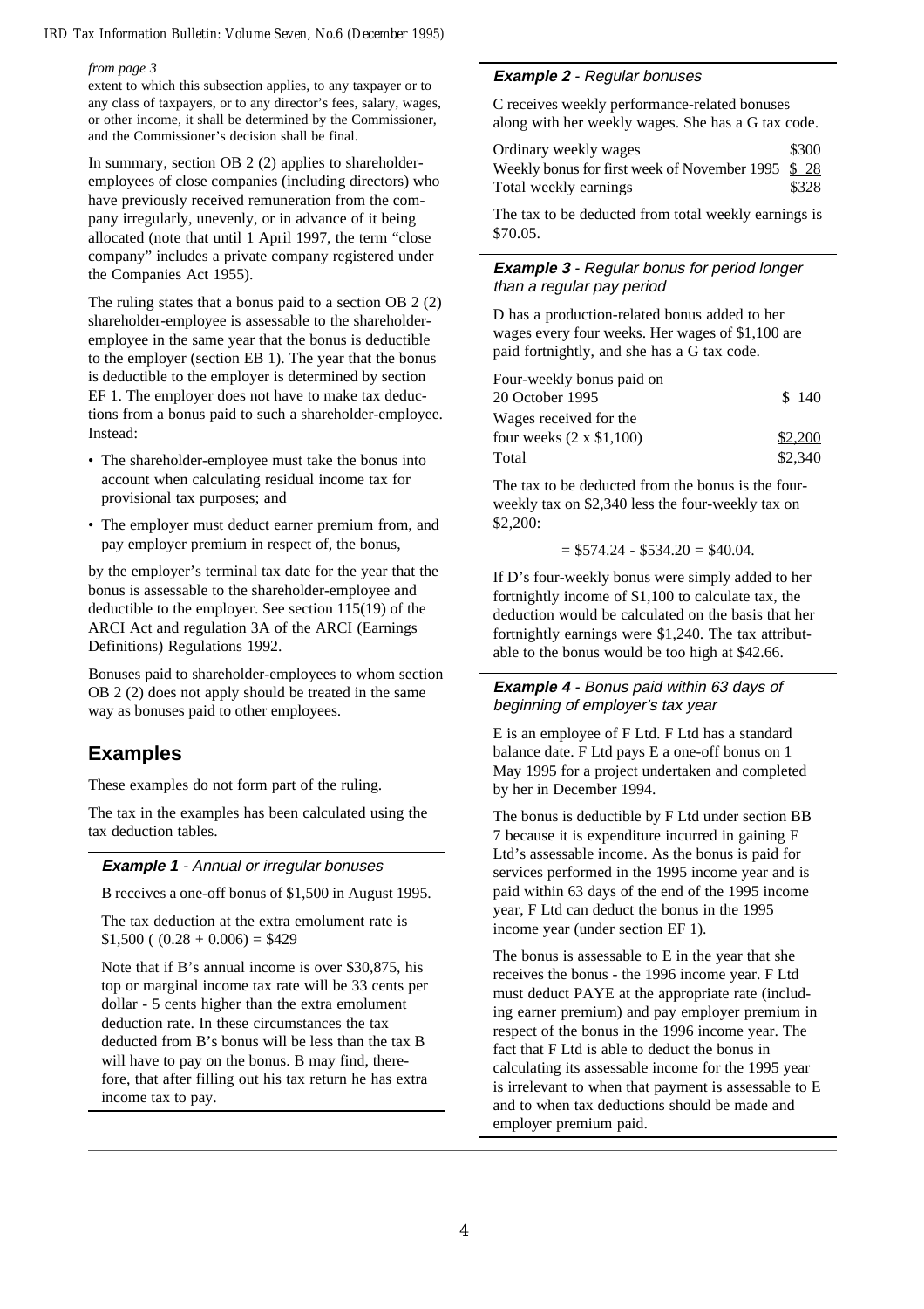*from page 3*

extent to which this subsection applies, to any taxpayer or to any class of taxpayers, or to any director's fees, salary, wages, or other income, it shall be determined by the Commissioner, and the Commissioner's decision shall be final.

In summary, section OB 2 (2) applies to shareholder-employees of close companies (including directors) who have previously received remuneration from the company irregularly, unevenly, or in advance of it being allocated (note that until 1 April 1997, the term "close company" includes a private company registered under the Companies Act 1955).

The ruling states that a bonus paid to a section OB 2 (2) shareholder-employee is assessable to the shareholder-employee in the same year that the bonus is deductible to the employer (section EB 1). The year that the bonus is deductible to the employer is determined by section EF 1. The employer does not have to make tax deductions from a bonus paid to such a shareholder-employee. Instead:

- The shareholder-employee must take the bonus into account when calculating residual income tax for provisional tax purposes; and
- The employer must deduct earner premium from, and pay employer premium in respect of, the bonus,

by the employer's terminal tax date for the year that the bonus is assessable to the shareholder-employee and deductible to the employer. See section 115(19) of the ARCI Act and regulation 3A of the ARCI (Earnings Definitions) Regulations 1992.

Bonuses paid to shareholder-employees to whom section OB 2 (2) does not apply should be treated in the same way as bonuses paid to other employees.

## Examples

These examples do not form part of the ruling.

The tax in the examples has been calculated using the tax deduction tables.

#### *Example 1* - *Annual or irregular bonuses*

B receives a one-off bonus of $1,500 in August 1995.

The tax deduction at the extra emolument rate is $\$1,500\ ((0.28 + 0.006) = \$429$

Note that if B's annual income is over $30,875, his top or marginal income tax rate will be 33 cents per dollar - 5 cents higher than the extra emolument deduction rate. In these circumstances the tax deducted from B's bonus will be less than the tax B will have to pay on the bonus. B may find, therefore, that after filling out his tax return he has extra income tax to pay.

#### *Example 2* - *Regular bonuses*

C receives weekly performance-related bonuses along with her weekly wages. She has a G tax code.

| | |
|---|---|
| Ordinary weekly wages | $300 |
| Weekly bonus for first week of November 1995 | $ 28 |
| Total weekly earnings | $328 |

The tax to be deducted from total weekly earnings is $70.05.

#### *Example 3* - *Regular bonus for period longer than a regular pay period*

D has a production-related bonus added to her wages every four weeks. Her wages of $1,100 are paid fortnightly, and she has a G tax code.

| | |
|---|---|
| Four-weekly bonus paid on 20 October 1995 | $ 140 |
| Wages received for the four weeks (2 x $1,100) | $2,200 |
| Total | $2,340 |

The tax to be deducted from the bonus is the four-weekly tax on $2,340 less the four-weekly tax on $2,200:

$$= \$574.24 - \$534.20 = \$40.04.$$

If D's four-weekly bonus were simply added to her fortnightly income of $1,100 to calculate tax, the deduction would be calculated on the basis that her fortnightly earnings were $1,240. The tax attributable to the bonus would be too high at $42.66.

#### *Example 4* - *Bonus paid within 63 days of beginning of employer's tax year*

E is an employee of F Ltd. F Ltd has a standard balance date. F Ltd pays E a one-off bonus on 1 May 1995 for a project undertaken and completed by her in December 1994.

The bonus is deductible by F Ltd under section BB 7 because it is expenditure incurred in gaining F Ltd's assessable income. As the bonus is paid for services performed in the 1995 income year and is paid within 63 days of the end of the 1995 income year, F Ltd can deduct the bonus in the 1995 income year (under section EF 1).

The bonus is assessable to E in the year that she receives the bonus - the 1996 income year. F Ltd must deduct PAYE at the appropriate rate (including earner premium) and pay employer premium in respect of the bonus in the 1996 income year. The fact that F Ltd is able to deduct the bonus in calculating its assessable income for the 1995 year is irrelevant to when that payment is assessable to E and to when tax deductions should be made and employer premium paid.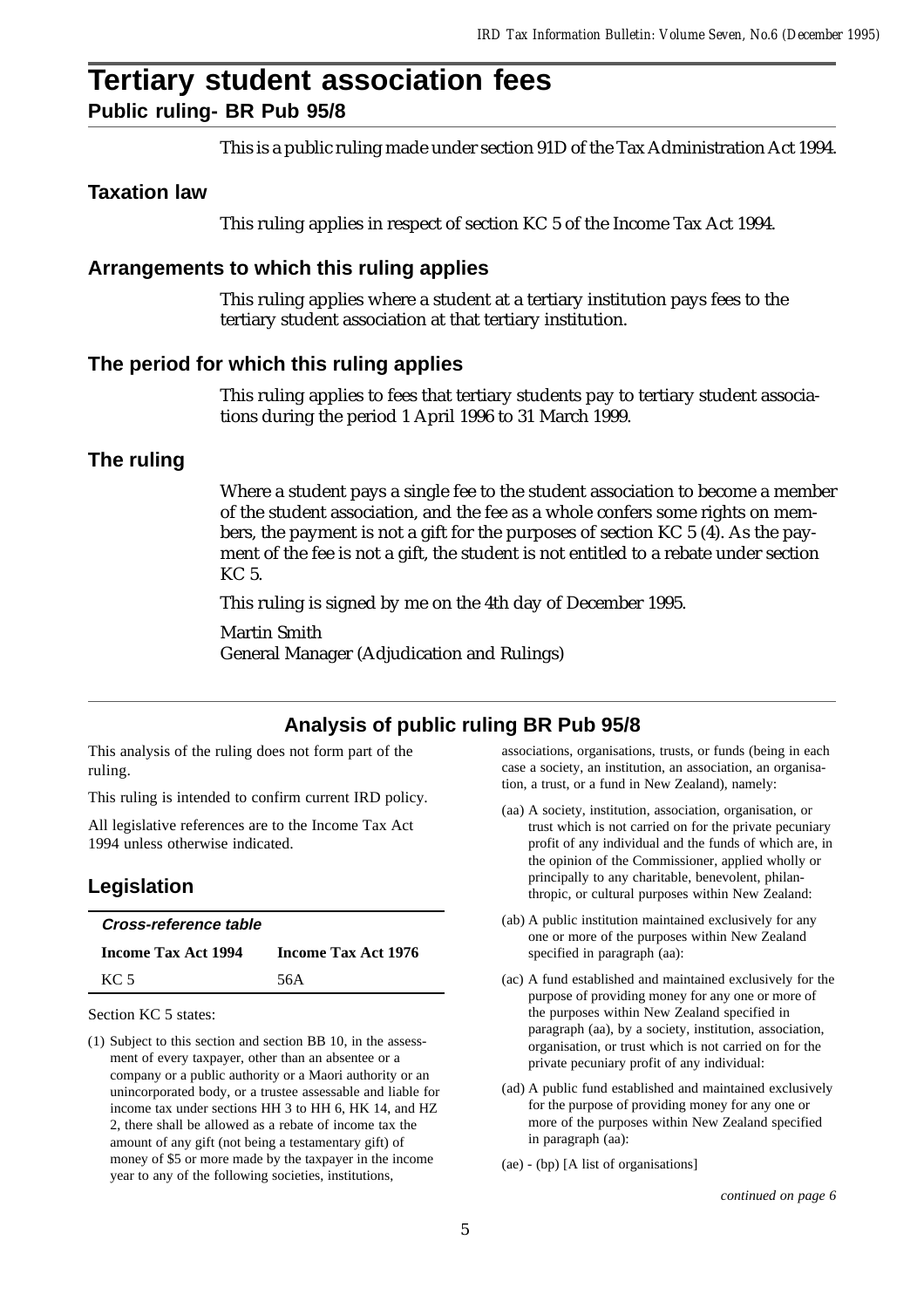# Tertiary student association fees

## Public ruling- BR Pub 95/8

This is a public ruling made under section 91D of the Tax Administration Act 1994.

### Taxation law

This ruling applies in respect of section KC 5 of the Income Tax Act 1994.

### Arrangements to which this ruling applies

This ruling applies where a student at a tertiary institution pays fees to the tertiary student association at that tertiary institution.

### The period for which this ruling applies

This ruling applies to fees that tertiary students pay to tertiary student associations during the period 1 April 1996 to 31 March 1999.

### The ruling

Where a student pays a single fee to the student association to become a member of the student association, and the fee as a whole confers some rights on members, the payment is not a gift for the purposes of section KC 5 (4). As the payment of the fee is not a gift, the student is not entitled to a rebate under section KC 5.

This ruling is signed by me on the 4th day of December 1995.

Martin Smith
General Manager (Adjudication and Rulings)

## Analysis of public ruling BR Pub 95/8

This analysis of the ruling does not form part of the ruling.

This ruling is intended to confirm current IRD policy.

All legislative references are to the Income Tax Act 1994 unless otherwise indicated.

### Legislation

**Cross-reference table**

| Income Tax Act 1994 | Income Tax Act 1976 |
|---|---|
| KC 5 | 56A |

Section KC 5 states:

(1) Subject to this section and section BB 10, in the assessment of every taxpayer, other than an absentee or a company or a public authority or a Maori authority or an unincorporated body, or a trustee assessable and liable for income tax under sections HH 3 to HH 6, HK 14, and HZ 2, there shall be allowed as a rebate of income tax the amount of any gift (not being a testamentary gift) of money of $5 or more made by the taxpayer in the income year to any of the following societies, institutions, associations, organisations, trusts, or funds (being in each case a society, an institution, an association, an organisation, a trust, or a fund in New Zealand), namely:

(aa) A society, institution, association, organisation, or trust which is not carried on for the private pecuniary profit of any individual and the funds of which are, in the opinion of the Commissioner, applied wholly or principally to any charitable, benevolent, philanthropic, or cultural purposes within New Zealand:

(ab) A public institution maintained exclusively for any one or more of the purposes within New Zealand specified in paragraph (aa):

(ac) A fund established and maintained exclusively for the purpose of providing money for any one or more of the purposes within New Zealand specified in paragraph (aa), by a society, institution, association, organisation, or trust which is not carried on for the private pecuniary profit of any individual:

(ad) A public fund established and maintained exclusively for the purpose of providing money for any one or more of the purposes within New Zealand specified in paragraph (aa):

(ae) - (bp) [A list of organisations]

*continued on page 6*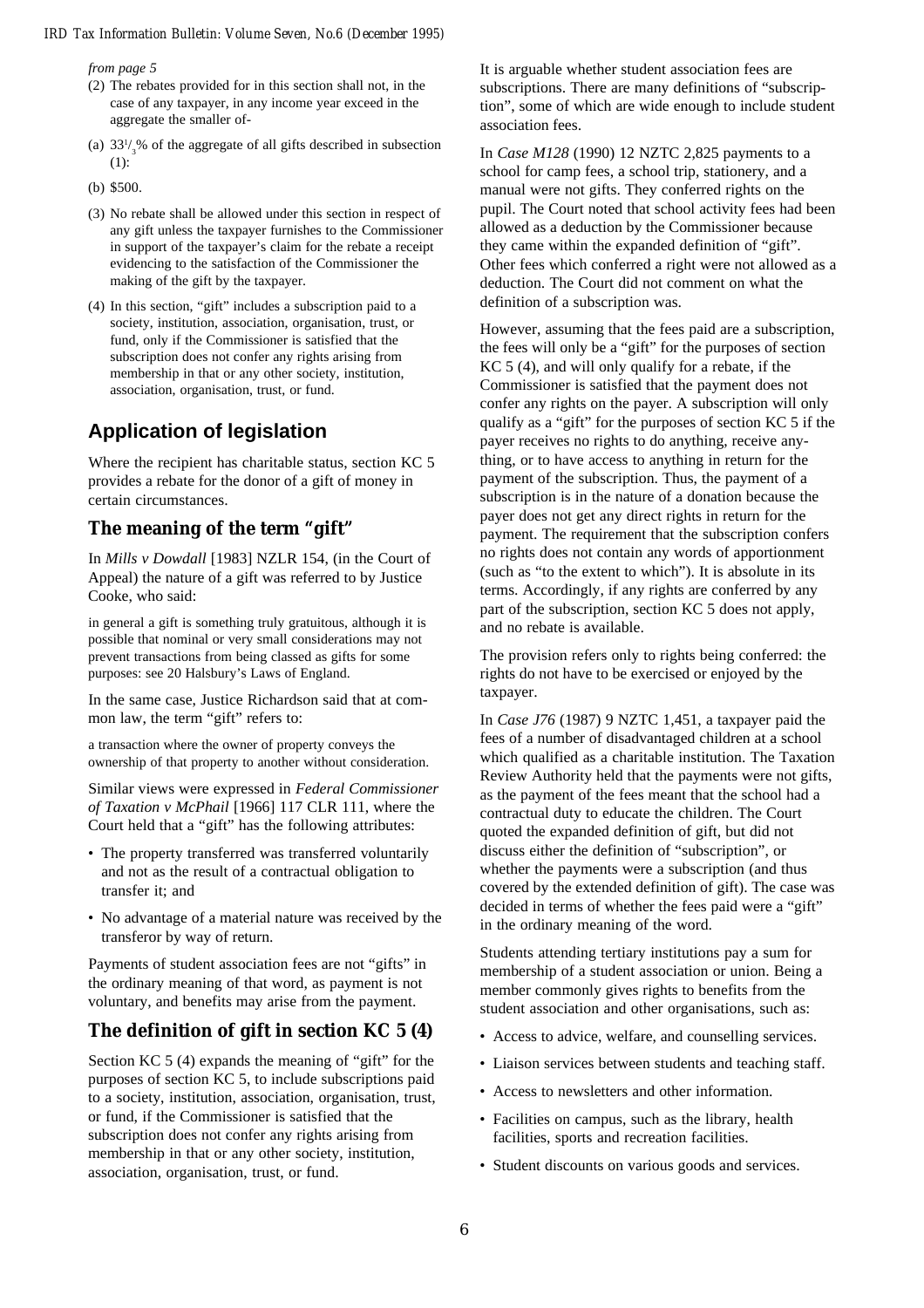*from page 5*

(2) The rebates provided for in this section shall not, in the case of any taxpayer, in any income year exceed in the aggregate the smaller of-

(a) $33^1/_3$% of the aggregate of all gifts described in subsection (1):

(b) $500.

(3) No rebate shall be allowed under this section in respect of any gift unless the taxpayer furnishes to the Commissioner in support of the taxpayer's claim for the rebate a receipt evidencing to the satisfaction of the Commissioner the making of the gift by the taxpayer.

(4) In this section, "gift" includes a subscription paid to a society, institution, association, organisation, trust, or fund, only if the Commissioner is satisfied that the subscription does not confer any rights arising from membership in that or any other society, institution, association, organisation, trust, or fund.

## Application of legislation

Where the recipient has charitable status, section KC 5 provides a rebate for the donor of a gift of money in certain circumstances.

### The meaning of the term "gift"

In *Mills v Dowdall* [1983] NZLR 154, (in the Court of Appeal) the nature of a gift was referred to by Justice Cooke, who said:

in general a gift is something truly gratuitous, although it is possible that nominal or very small considerations may not prevent transactions from being classed as gifts for some purposes: see 20 Halsbury's Laws of England.

In the same case, Justice Richardson said that at common law, the term "gift" refers to:

a transaction where the owner of property conveys the ownership of that property to another without consideration.

Similar views were expressed in *Federal Commissioner of Taxation v McPhail* [1966] 117 CLR 111, where the Court held that a "gift" has the following attributes:

- The property transferred was transferred voluntarily and not as the result of a contractual obligation to transfer it; and
- No advantage of a material nature was received by the transferor by way of return.

Payments of student association fees are not "gifts" in the ordinary meaning of that word, as payment is not voluntary, and benefits may arise from the payment.

### The definition of gift in section KC 5 (4)

Section KC 5 (4) expands the meaning of "gift" for the purposes of section KC 5, to include subscriptions paid to a society, institution, association, organisation, trust, or fund, if the Commissioner is satisfied that the subscription does not confer any rights arising from membership in that or any other society, institution, association, organisation, trust, or fund.

It is arguable whether student association fees are subscriptions. There are many definitions of "subscription", some of which are wide enough to include student association fees.

In *Case M128* (1990) 12 NZTC 2,825 payments to a school for camp fees, a school trip, stationery, and a manual were not gifts. They conferred rights on the pupil. The Court noted that school activity fees had been allowed as a deduction by the Commissioner because they came within the expanded definition of "gift". Other fees which conferred a right were not allowed as a deduction. The Court did not comment on what the definition of a subscription was.

However, assuming that the fees paid are a subscription, the fees will only be a "gift" for the purposes of section KC 5 (4), and will only qualify for a rebate, if the Commissioner is satisfied that the payment does not confer any rights on the payer. A subscription will only qualify as a "gift" for the purposes of section KC 5 if the payer receives no rights to do anything, receive anything, or to have access to anything in return for the payment of the subscription. Thus, the payment of a subscription is in the nature of a donation because the payer does not get any direct rights in return for the payment. The requirement that the subscription confers no rights does not contain any words of apportionment (such as "to the extent to which"). It is absolute in its terms. Accordingly, if any rights are conferred by any part of the subscription, section KC 5 does not apply, and no rebate is available.

The provision refers only to rights being conferred: the rights do not have to be exercised or enjoyed by the taxpayer.

In *Case J76* (1987) 9 NZTC 1,451, a taxpayer paid the fees of a number of disadvantaged children at a school which qualified as a charitable institution. The Taxation Review Authority held that the payments were not gifts, as the payment of the fees meant that the school had a contractual duty to educate the children. The Court quoted the expanded definition of gift, but did not discuss either the definition of "subscription", or whether the payments were a subscription (and thus covered by the extended definition of gift). The case was decided in terms of whether the fees paid were a "gift" in the ordinary meaning of the word.

Students attending tertiary institutions pay a sum for membership of a student association or union. Being a member commonly gives rights to benefits from the student association and other organisations, such as:

- Access to advice, welfare, and counselling services.
- Liaison services between students and teaching staff.
- Access to newsletters and other information.
- Facilities on campus, such as the library, health facilities, sports and recreation facilities.
- Student discounts on various goods and services.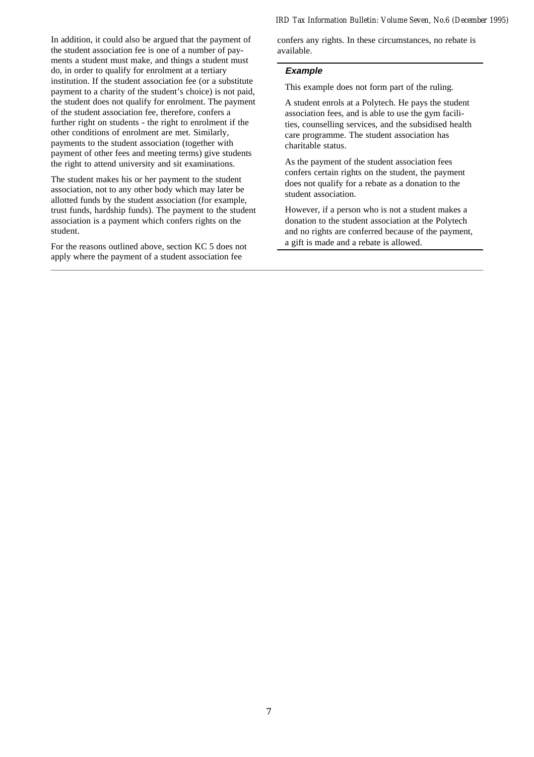In addition, it could also be argued that the payment of the student association fee is one of a number of payments a student must make, and things a student must do, in order to qualify for enrolment at a tertiary institution. If the student association fee (or a substitute payment to a charity of the student's choice) is not paid, the student does not qualify for enrolment. The payment of the student association fee, therefore, confers a further right on students - the right to enrolment if the other conditions of enrolment are met. Similarly, payments to the student association (together with payment of other fees and meeting terms) give students the right to attend university and sit examinations.

The student makes his or her payment to the student association, not to any other body which may later be allotted funds by the student association (for example, trust funds, hardship funds). The payment to the student association is a payment which confers rights on the student.

For the reasons outlined above, section KC 5 does not apply where the payment of a student association fee confers any rights. In these circumstances, no rebate is available.

### Example

This example does not form part of the ruling.

A student enrols at a Polytech. He pays the student association fees, and is able to use the gym facilities, counselling services, and the subsidised health care programme. The student association has charitable status.

As the payment of the student association fees confers certain rights on the student, the payment does not qualify for a rebate as a donation to the student association.

However, if a person who is not a student makes a donation to the student association at the Polytech and no rights are conferred because of the payment, a gift is made and a rebate is allowed.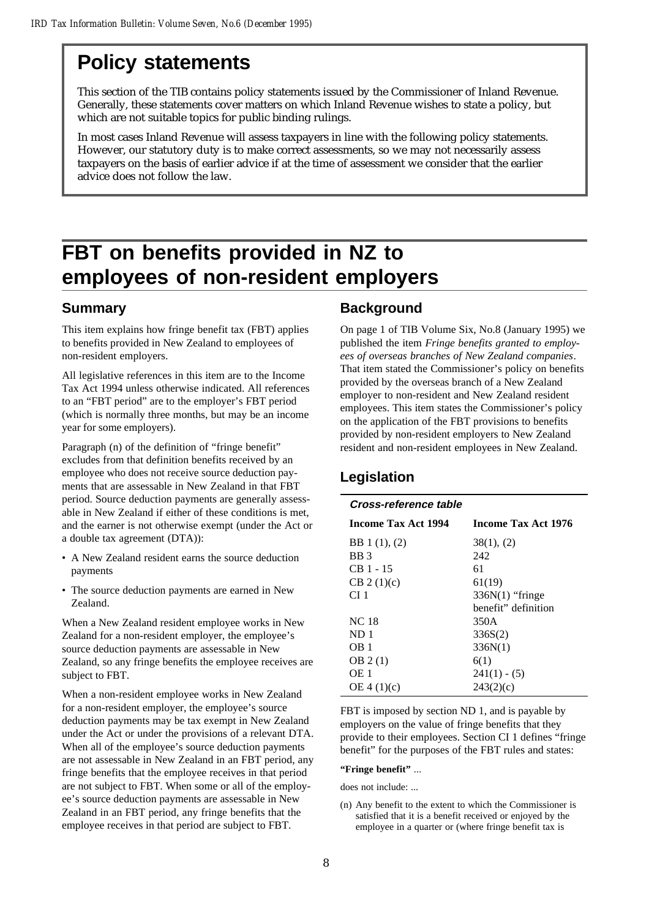# Policy statements

This section of the TIB contains policy statements issued by the Commissioner of Inland Revenue. Generally, these statements cover matters on which Inland Revenue wishes to state a policy, but which are not suitable topics for public binding rulings.

In most cases Inland Revenue will assess taxpayers in line with the following policy statements. However, our statutory duty is to make correct assessments, so we may not necessarily assess taxpayers on the basis of earlier advice if at the time of assessment we consider that the earlier advice does not follow the law.

# FBT on benefits provided in NZ to employees of non-resident employers

## Summary

This item explains how fringe benefit tax (FBT) applies to benefits provided in New Zealand to employees of non-resident employers.

All legislative references in this item are to the Income Tax Act 1994 unless otherwise indicated. All references to an "FBT period" are to the employer's FBT period (which is normally three months, but may be an income year for some employers).

Paragraph (n) of the definition of "fringe benefit" excludes from that definition benefits received by an employee who does not receive source deduction payments that are assessable in New Zealand in that FBT period. Source deduction payments are generally assessable in New Zealand if either of these conditions is met, and the earner is not otherwise exempt (under the Act or a double tax agreement (DTA)):

- A New Zealand resident earns the source deduction payments
- The source deduction payments are earned in New Zealand.

When a New Zealand resident employee works in New Zealand for a non-resident employer, the employee's source deduction payments are assessable in New Zealand, so any fringe benefits the employee receives are subject to FBT.

When a non-resident employee works in New Zealand for a non-resident employer, the employee's source deduction payments may be tax exempt in New Zealand under the Act or under the provisions of a relevant DTA. When all of the employee's source deduction payments are not assessable in New Zealand in an FBT period, any fringe benefits that the employee receives in that period are not subject to FBT. When some or all of the employee's source deduction payments are assessable in New Zealand in an FBT period, any fringe benefits that the employee receives in that period are subject to FBT.

## Background

On page 1 of TIB Volume Six, No.8 (January 1995) we published the item *Fringe benefits granted to employees of overseas branches of New Zealand companies*. That item stated the Commissioner's policy on benefits provided by the overseas branch of a New Zealand employer to non-resident and New Zealand resident employees. This item states the Commissioner's policy on the application of the FBT provisions to benefits provided by non-resident employers to New Zealand resident and non-resident employees in New Zealand.

## Legislation

***Cross-reference table***

| Income Tax Act 1994 | Income Tax Act 1976 |
|---|---|
| BB 1 (1), (2) | 38(1), (2) |
| BB 3 | 242 |
| CB 1 - 15 | 61 |
| CB 2 (1)(c) | 61(19) |
| CI 1 | 336N(1) "fringe benefit" definition |
| NC 18 | 350A |
| ND 1 | 336S(2) |
| OB 1 | 336N(1) |
| OB 2 (1) | 6(1) |
| OE 1 | 241(1) - (5) |
| OE 4 (1)(c) | 243(2)(c) |

FBT is imposed by section ND 1, and is payable by employers on the value of fringe benefits that they provide to their employees. Section CI 1 defines "fringe benefit" for the purposes of the FBT rules and states:

**"Fringe benefit"** ...

does not include: ...

(n) Any benefit to the extent to which the Commissioner is satisfied that it is a benefit received or enjoyed by the employee in a quarter or (where fringe benefit tax is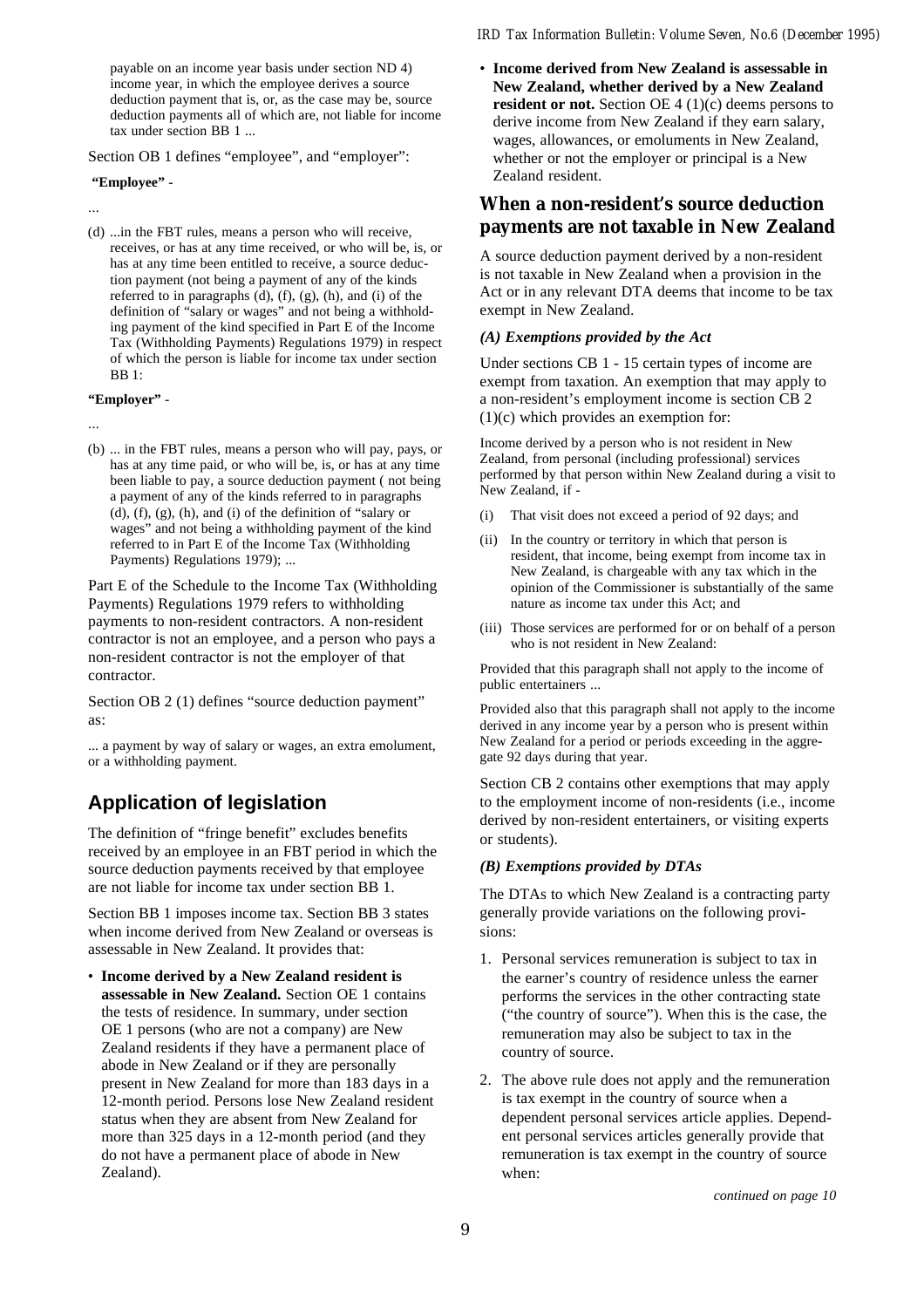payable on an income year basis under section ND 4) income year, in which the employee derives a source deduction payment that is, or, as the case may be, source deduction payments all of which are, not liable for income tax under section BB 1 ...

Section OB 1 defines "employee", and "employer":

**"Employee"** -

...

(d) ...in the FBT rules, means a person who will receive, receives, or has at any time received, or who will be, is, or has at any time been entitled to receive, a source deduction payment (not being a payment of any of the kinds referred to in paragraphs (d), (f), (g), (h), and (i) of the definition of "salary or wages" and not being a withholding payment of the kind specified in Part E of the Income Tax (Withholding Payments) Regulations 1979) in respect of which the person is liable for income tax under section BB 1:

**"Employer"** -

...

(b) ... in the FBT rules, means a person who will pay, pays, or has at any time paid, or who will be, is, or has at any time been liable to pay, a source deduction payment ( not being a payment of any of the kinds referred to in paragraphs (d), (f), (g), (h), and (i) of the definition of "salary or wages" and not being a withholding payment of the kind referred to in Part E of the Income Tax (Withholding Payments) Regulations 1979); ...

Part E of the Schedule to the Income Tax (Withholding Payments) Regulations 1979 refers to withholding payments to non-resident contractors. A non-resident contractor is not an employee, and a person who pays a non-resident contractor is not the employer of that contractor.

Section OB 2 (1) defines "source deduction payment" as:

... a payment by way of salary or wages, an extra emolument, or a withholding payment.

## Application of legislation

The definition of "fringe benefit" excludes benefits received by an employee in an FBT period in which the source deduction payments received by that employee are not liable for income tax under section BB 1.

Section BB 1 imposes income tax. Section BB 3 states when income derived from New Zealand or overseas is assessable in New Zealand. It provides that:

- **Income derived by a New Zealand resident is assessable in New Zealand.** Section OE 1 contains the tests of residence. In summary, under section OE 1 persons (who are not a company) are New Zealand residents if they have a permanent place of abode in New Zealand or if they are personally present in New Zealand for more than 183 days in a 12-month period. Persons lose New Zealand resident status when they are absent from New Zealand for more than 325 days in a 12-month period (and they do not have a permanent place of abode in New Zealand).
- **Income derived from New Zealand is assessable in New Zealand, whether derived by a New Zealand resident or not.** Section OE 4 (1)(c) deems persons to derive income from New Zealand if they earn salary, wages, allowances, or emoluments in New Zealand, whether or not the employer or principal is a New Zealand resident.

### When a non-resident's source deduction payments are not taxable in New Zealand

A source deduction payment derived by a non-resident is not taxable in New Zealand when a provision in the Act or in any relevant DTA deems that income to be tax exempt in New Zealand.

***(A) Exemptions provided by the Act***

Under sections CB 1 - 15 certain types of income are exempt from taxation. An exemption that may apply to a non-resident's employment income is section CB 2 (1)(c) which provides an exemption for:

Income derived by a person who is not resident in New Zealand, from personal (including professional) services performed by that person within New Zealand during a visit to New Zealand, if -

(i) That visit does not exceed a period of 92 days; and

(ii) In the country or territory in which that person is resident, that income, being exempt from income tax in New Zealand, is chargeable with any tax which in the opinion of the Commissioner is substantially of the same nature as income tax under this Act; and

(iii) Those services are performed for or on behalf of a person who is not resident in New Zealand:

Provided that this paragraph shall not apply to the income of public entertainers ...

Provided also that this paragraph shall not apply to the income derived in any income year by a person who is present within New Zealand for a period or periods exceeding in the aggregate 92 days during that year.

Section CB 2 contains other exemptions that may apply to the employment income of non-residents (i.e., income derived by non-resident entertainers, or visiting experts or students).

***(B) Exemptions provided by DTAs***

The DTAs to which New Zealand is a contracting party generally provide variations on the following provisions:

1. Personal services remuneration is subject to tax in the earner's country of residence unless the earner performs the services in the other contracting state ("the country of source"). When this is the case, the remuneration may also be subject to tax in the country of source.
2. The above rule does not apply and the remuneration is tax exempt in the country of source when a dependent personal services article applies. Dependent personal services articles generally provide that remuneration is tax exempt in the country of source when:

*continued on page 10*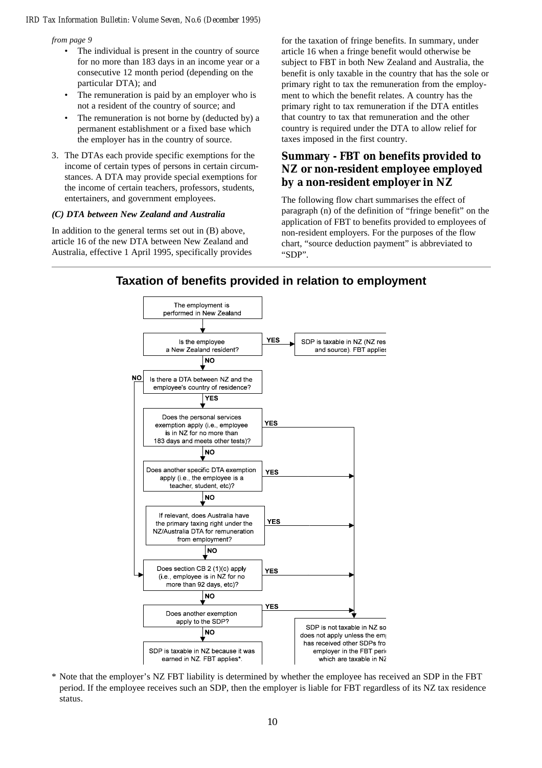*from page 9*

- The individual is present in the country of source for no more than 183 days in an income year or a consecutive 12 month period (depending on the particular DTA); and
- The remuneration is paid by an employer who is not a resident of the country of source; and
- The remuneration is not borne by (deducted by) a permanent establishment or a fixed base which the employer has in the country of source.

3. The DTAs each provide specific exemptions for the income of certain types of persons in certain circumstances. A DTA may provide special exemptions for the income of certain teachers, professors, students, entertainers, and government employees.

### *(C) DTA between New Zealand and Australia*

In addition to the general terms set out in (B) above, article 16 of the new DTA between New Zealand and Australia, effective 1 April 1995, specifically provides for the taxation of fringe benefits. In summary, under article 16 when a fringe benefit would otherwise be subject to FBT in both New Zealand and Australia, the benefit is only taxable in the country that has the sole or primary right to tax the remuneration from the employment to which the benefit relates. A country has the primary right to tax remuneration if the DTA entitles that country to tax that remuneration and the other country is required under the DTA to allow relief for taxes imposed in the first country.

## Summary - FBT on benefits provided to NZ or non-resident employee employed by a non-resident employer in NZ

The following flow chart summarises the effect of paragraph (n) of the definition of "fringe benefit" on the application of FBT to benefits provided to employees of non-resident employers. For the purposes of the flow chart, "source deduction payment" is abbreviated to "SDP".

## Taxation of benefits provided in relation to employment

The employment is performed in New Zealand

↓

Is the employee a New Zealand resident?
- YES → SDP is taxable in NZ (NZ res and source). FBT applies
- NO ↓

Is there a DTA between NZ and the employee's country of residence?
- NO → go to "Does section CB 2 (1)(c) apply"
- YES ↓

Does the personal services exemption apply (i.e., employee is in NZ for no more than 183 days and meets other tests)?
- YES → SDP is not taxable in NZ so FBT does not apply unless the employee has received other SDPs from the employer in the FBT period which are taxable in NZ
- NO ↓

Does another specific DTA exemption apply (i.e., the employee is a teacher, student, etc)?
- YES → SDP is not taxable in NZ so FBT does not apply unless the employee has received other SDPs from the employer in the FBT period which are taxable in NZ
- NO ↓

If relevant, does Australia have the primary taxing right under the NZ/Australia DTA for remuneration from employment?
- YES → SDP is not taxable in NZ so FBT does not apply unless the employee has received other SDPs from the employer in the FBT period which are taxable in NZ
- NO ↓

Does section CB 2 (1)(c) apply (i.e., employee is in NZ for no more than 92 days, etc)?
- YES → SDP is not taxable in NZ so FBT does not apply unless the employee has received other SDPs from the employer in the FBT period which are taxable in NZ
- NO ↓

Does another exemption apply to the SDP?
- YES → SDP is not taxable in NZ so FBT does not apply unless the employee has received other SDPs from the employer in the FBT period which are taxable in NZ
- NO ↓

SDP is taxable in NZ because it was earned in NZ. FBT applies*.

\* Note that the employer's NZ FBT liability is determined by whether the employee has received an SDP in the FBT period. If the employee receives such an SDP, then the employer is liable for FBT regardless of its NZ tax residence status.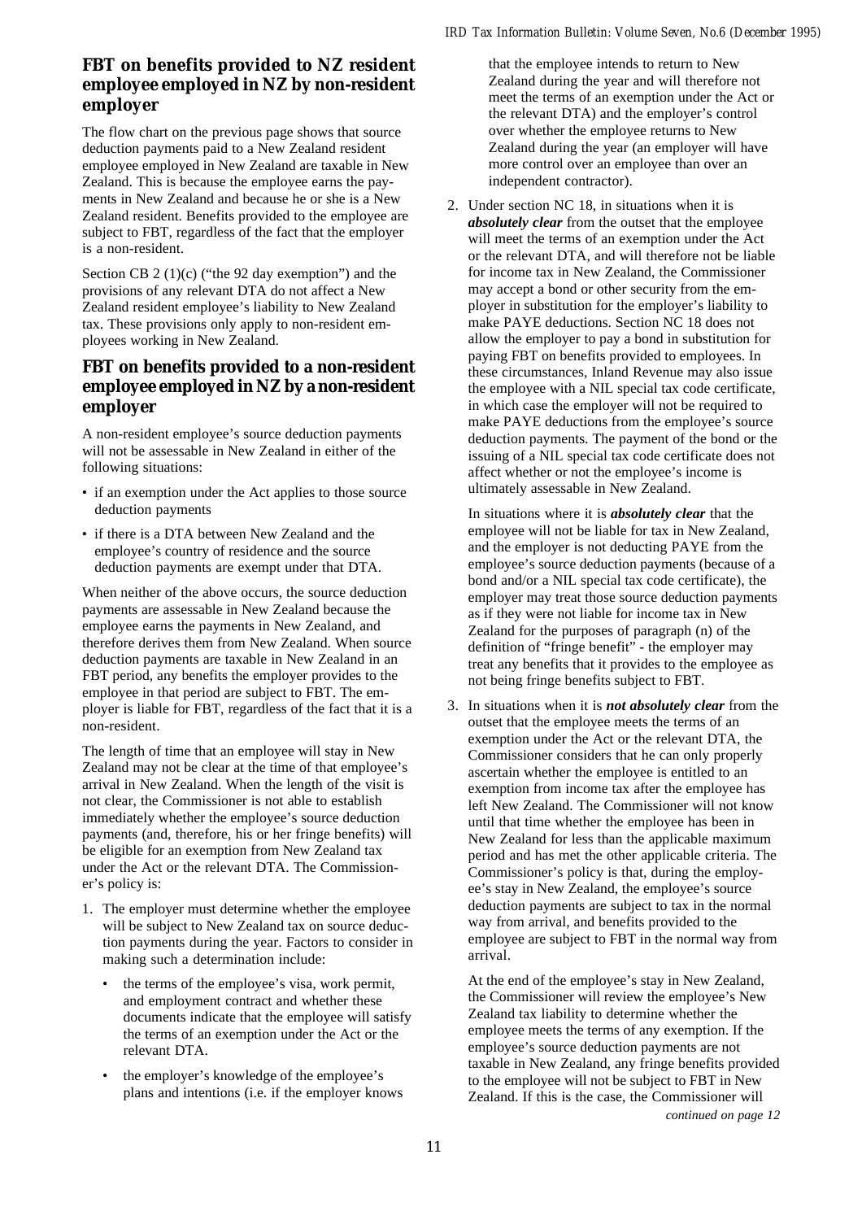## FBT on benefits provided to NZ resident employee employed in NZ by non-resident employer

The flow chart on the previous page shows that source deduction payments paid to a New Zealand resident employee employed in New Zealand are taxable in New Zealand. This is because the employee earns the payments in New Zealand and because he or she is a New Zealand resident. Benefits provided to the employee are subject to FBT, regardless of the fact that the employer is a non-resident.

Section CB 2 (1)(c) ("the 92 day exemption") and the provisions of any relevant DTA do not affect a New Zealand resident employee's liability to New Zealand tax. These provisions only apply to non-resident employees working in New Zealand.

## FBT on benefits provided to a non-resident employee employed in NZ by a non-resident employer

A non-resident employee's source deduction payments will not be assessable in New Zealand in either of the following situations:

- if an exemption under the Act applies to those source deduction payments
- if there is a DTA between New Zealand and the employee's country of residence and the source deduction payments are exempt under that DTA.

When neither of the above occurs, the source deduction payments are assessable in New Zealand because the employee earns the payments in New Zealand, and therefore derives them from New Zealand. When source deduction payments are taxable in New Zealand in an FBT period, any benefits the employer provides to the employee in that period are subject to FBT. The employer is liable for FBT, regardless of the fact that it is a non-resident.

The length of time that an employee will stay in New Zealand may not be clear at the time of that employee's arrival in New Zealand. When the length of the visit is not clear, the Commissioner is not able to establish immediately whether the employee's source deduction payments (and, therefore, his or her fringe benefits) will be eligible for an exemption from New Zealand tax under the Act or the relevant DTA. The Commissioner's policy is:

1. The employer must determine whether the employee will be subject to New Zealand tax on source deduction payments during the year. Factors to consider in making such a determination include:
   - the terms of the employee's visa, work permit, and employment contract and whether these documents indicate that the employee will satisfy the terms of an exemption under the Act or the relevant DTA.
   - the employer's knowledge of the employee's plans and intentions (i.e. if the employer knows that the employee intends to return to New Zealand during the year and will therefore not meet the terms of an exemption under the Act or the relevant DTA) and the employer's control over whether the employee returns to New Zealand during the year (an employer will have more control over an employee than over an independent contractor).

2. Under section NC 18, in situations when it is ***absolutely clear*** from the outset that the employee will meet the terms of an exemption under the Act or the relevant DTA, and will therefore not be liable for income tax in New Zealand, the Commissioner may accept a bond or other security from the employer in substitution for the employer's liability to make PAYE deductions. Section NC 18 does not allow the employer to pay a bond in substitution for paying FBT on benefits provided to employees. In these circumstances, Inland Revenue may also issue the employee with a NIL special tax code certificate, in which case the employer will not be required to make PAYE deductions from the employee's source deduction payments. The payment of the bond or the issuing of a NIL special tax code certificate does not affect whether or not the employee's income is ultimately assessable in New Zealand.

   In situations where it is ***absolutely clear*** that the employee will not be liable for tax in New Zealand, and the employer is not deducting PAYE from the employee's source deduction payments (because of a bond and/or a NIL special tax code certificate), the employer may treat those source deduction payments as if they were not liable for income tax in New Zealand for the purposes of paragraph (n) of the definition of "fringe benefit" - the employer may treat any benefits that it provides to the employee as not being fringe benefits subject to FBT.

3. In situations when it is ***not absolutely clear*** from the outset that the employee meets the terms of an exemption under the Act or the relevant DTA, the Commissioner considers that he can only properly ascertain whether the employee is entitled to an exemption from income tax after the employee has left New Zealand. The Commissioner will not know until that time whether the employee has been in New Zealand for less than the applicable maximum period and has met the other applicable criteria. The Commissioner's policy is that, during the employee's stay in New Zealand, the employee's source deduction payments are subject to tax in the normal way from arrival, and benefits provided to the employee are subject to FBT in the normal way from arrival.

   At the end of the employee's stay in New Zealand, the Commissioner will review the employee's New Zealand tax liability to determine whether the employee meets the terms of any exemption. If the employee's source deduction payments are not taxable in New Zealand, any fringe benefits provided to the employee will not be subject to FBT in New Zealand. If this is the case, the Commissioner will

*continued on page 12*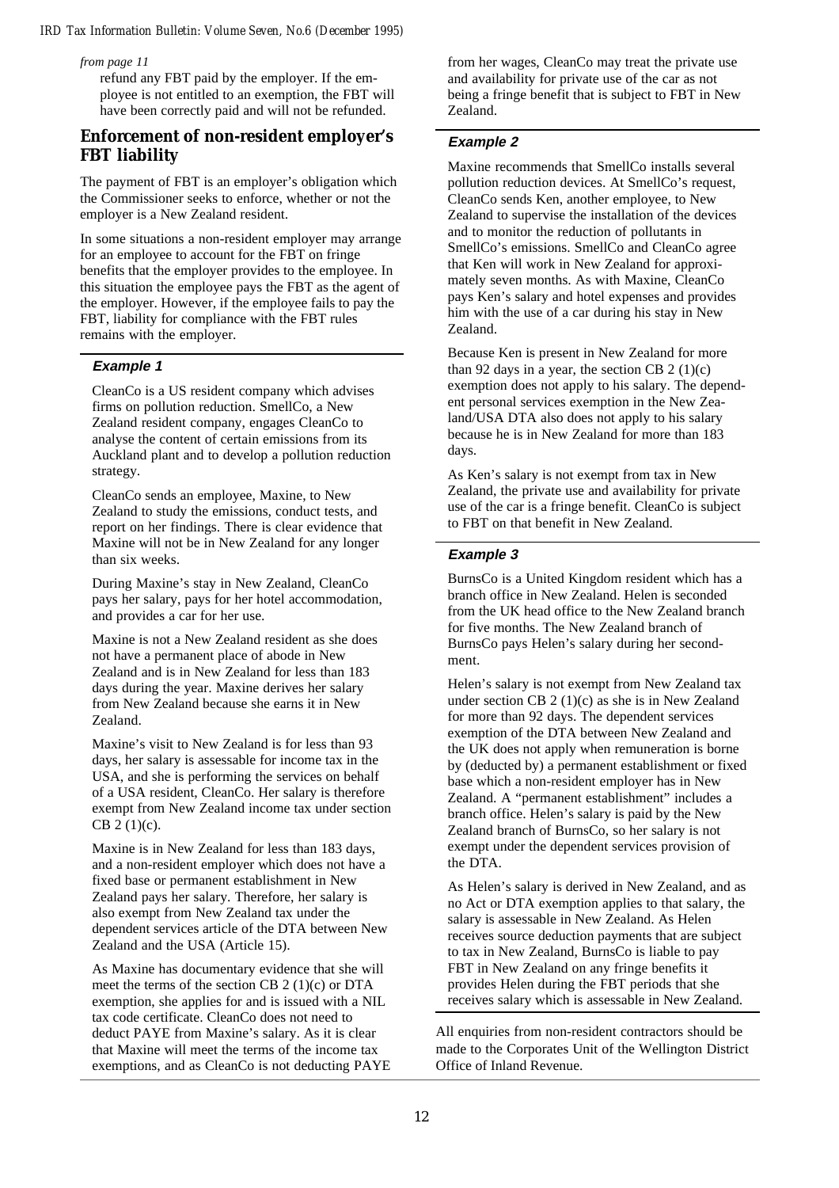*from page 11*

refund any FBT paid by the employer. If the employee is not entitled to an exemption, the FBT will have been correctly paid and will not be refunded.

## Enforcement of non-resident employer's FBT liability

The payment of FBT is an employer's obligation which the Commissioner seeks to enforce, whether or not the employer is a New Zealand resident.

In some situations a non-resident employer may arrange for an employee to account for the FBT on fringe benefits that the employer provides to the employee. In this situation the employee pays the FBT as the agent of the employer. However, if the employee fails to pay the FBT, liability for compliance with the FBT rules remains with the employer.

### *Example 1*

CleanCo is a US resident company which advises firms on pollution reduction. SmellCo, a New Zealand resident company, engages CleanCo to analyse the content of certain emissions from its Auckland plant and to develop a pollution reduction strategy.

CleanCo sends an employee, Maxine, to New Zealand to study the emissions, conduct tests, and report on her findings. There is clear evidence that Maxine will not be in New Zealand for any longer than six weeks.

During Maxine's stay in New Zealand, CleanCo pays her salary, pays for her hotel accommodation, and provides a car for her use.

Maxine is not a New Zealand resident as she does not have a permanent place of abode in New Zealand and is in New Zealand for less than 183 days during the year. Maxine derives her salary from New Zealand because she earns it in New Zealand.

Maxine's visit to New Zealand is for less than 93 days, her salary is assessable for income tax in the USA, and she is performing the services on behalf of a USA resident, CleanCo. Her salary is therefore exempt from New Zealand income tax under section CB 2 (1)(c).

Maxine is in New Zealand for less than 183 days, and a non-resident employer which does not have a fixed base or permanent establishment in New Zealand pays her salary. Therefore, her salary is also exempt from New Zealand tax under the dependent services article of the DTA between New Zealand and the USA (Article 15).

As Maxine has documentary evidence that she will meet the terms of the section CB 2 (1)(c) or DTA exemption, she applies for and is issued with a NIL tax code certificate. CleanCo does not need to deduct PAYE from Maxine's salary. As it is clear that Maxine will meet the terms of the income tax exemptions, and as CleanCo is not deducting PAYE from her wages, CleanCo may treat the private use and availability for private use of the car as not being a fringe benefit that is subject to FBT in New Zealand.

### *Example 2*

Maxine recommends that SmellCo installs several pollution reduction devices. At SmellCo's request, CleanCo sends Ken, another employee, to New Zealand to supervise the installation of the devices and to monitor the reduction of pollutants in SmellCo's emissions. SmellCo and CleanCo agree that Ken will work in New Zealand for approximately seven months. As with Maxine, CleanCo pays Ken's salary and hotel expenses and provides him with the use of a car during his stay in New Zealand.

Because Ken is present in New Zealand for more than 92 days in a year, the section CB 2 (1)(c) exemption does not apply to his salary. The dependent personal services exemption in the New Zealand/USA DTA also does not apply to his salary because he is in New Zealand for more than 183 days.

As Ken's salary is not exempt from tax in New Zealand, the private use and availability for private use of the car is a fringe benefit. CleanCo is subject to FBT on that benefit in New Zealand.

### *Example 3*

BurnsCo is a United Kingdom resident which has a branch office in New Zealand. Helen is seconded from the UK head office to the New Zealand branch for five months. The New Zealand branch of BurnsCo pays Helen's salary during her secondment.

Helen's salary is not exempt from New Zealand tax under section CB 2 (1)(c) as she is in New Zealand for more than 92 days. The dependent services exemption of the DTA between New Zealand and the UK does not apply when remuneration is borne by (deducted by) a permanent establishment or fixed base which a non-resident employer has in New Zealand. A "permanent establishment" includes a branch office. Helen's salary is paid by the New Zealand branch of BurnsCo, so her salary is not exempt under the dependent services provision of the DTA.

As Helen's salary is derived in New Zealand, and as no Act or DTA exemption applies to that salary, the salary is assessable in New Zealand. As Helen receives source deduction payments that are subject to tax in New Zealand, BurnsCo is liable to pay FBT in New Zealand on any fringe benefits it provides Helen during the FBT periods that she receives salary which is assessable in New Zealand.

All enquiries from non-resident contractors should be made to the Corporates Unit of the Wellington District Office of Inland Revenue.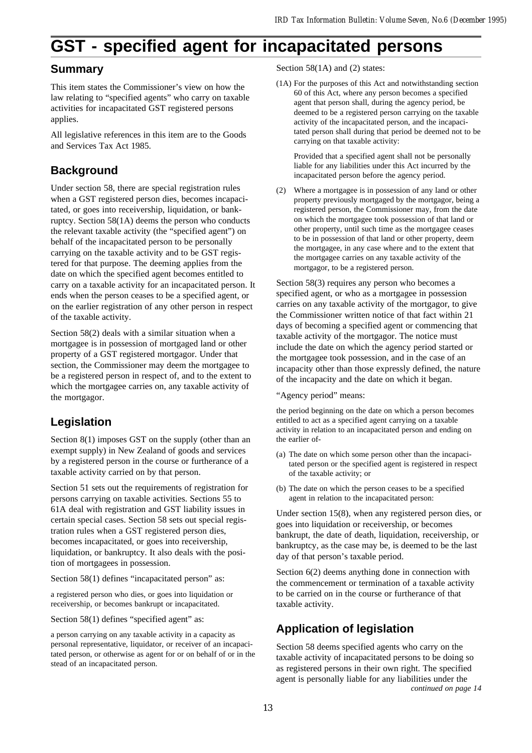# GST - specified agent for incapacitated persons

## Summary

This item states the Commissioner's view on how the law relating to "specified agents" who carry on taxable activities for incapacitated GST registered persons applies.

All legislative references in this item are to the Goods and Services Tax Act 1985.

## Background

Under section 58, there are special registration rules when a GST registered person dies, becomes incapacitated, or goes into receivership, liquidation, or bankruptcy. Section 58(1A) deems the person who conducts the relevant taxable activity (the "specified agent") on behalf of the incapacitated person to be personally carrying on the taxable activity and to be GST registered for that purpose. The deeming applies from the date on which the specified agent becomes entitled to carry on a taxable activity for an incapacitated person. It ends when the person ceases to be a specified agent, or on the earlier registration of any other person in respect of the taxable activity.

Section 58(2) deals with a similar situation when a mortgagee is in possession of mortgaged land or other property of a GST registered mortgagor. Under that section, the Commissioner may deem the mortgagee to be a registered person in respect of, and to the extent to which the mortgagee carries on, any taxable activity of the mortgagor.

## Legislation

Section 8(1) imposes GST on the supply (other than an exempt supply) in New Zealand of goods and services by a registered person in the course or furtherance of a taxable activity carried on by that person.

Section 51 sets out the requirements of registration for persons carrying on taxable activities. Sections 55 to 61A deal with registration and GST liability issues in certain special cases. Section 58 sets out special registration rules when a GST registered person dies, becomes incapacitated, or goes into receivership, liquidation, or bankruptcy. It also deals with the position of mortgagees in possession.

Section 58(1) defines "incapacitated person" as:

> a registered person who dies, or goes into liquidation or receivership, or becomes bankrupt or incapacitated.

Section 58(1) defines "specified agent" as:

> a person carrying on any taxable activity in a capacity as personal representative, liquidator, or receiver of an incapacitated person, or otherwise as agent for or on behalf of or in the stead of an incapacitated person.

Section 58(1A) and (2) states:

> (1A) For the purposes of this Act and notwithstanding section 60 of this Act, where any person becomes a specified agent that person shall, during the agency period, be deemed to be a registered person carrying on the taxable activity of the incapacitated person, and the incapacitated person shall during that period be deemed not to be carrying on that taxable activity:
>
> Provided that a specified agent shall not be personally liable for any liabilities under this Act incurred by the incapacitated person before the agency period.
>
> (2) Where a mortgagee is in possession of any land or other property previously mortgaged by the mortgagor, being a registered person, the Commissioner may, from the date on which the mortgagee took possession of that land or other property, until such time as the mortgagee ceases to be in possession of that land or other property, deem the mortgagee, in any case where and to the extent that the mortgagee carries on any taxable activity of the mortgagor, to be a registered person.

Section 58(3) requires any person who becomes a specified agent, or who as a mortgagee in possession carries on any taxable activity of the mortgagor, to give the Commissioner written notice of that fact within 21 days of becoming a specified agent or commencing that taxable activity of the mortgagor. The notice must include the date on which the agency period started or the mortgagee took possession, and in the case of an incapacity other than those expressly defined, the nature of the incapacity and the date on which it began.

"Agency period" means:

> the period beginning on the date on which a person becomes entitled to act as a specified agent carrying on a taxable activity in relation to an incapacitated person and ending on the earlier of-
>
> (a) The date on which some person other than the incapacitated person or the specified agent is registered in respect of the taxable activity; or
>
> (b) The date on which the person ceases to be a specified agent in relation to the incapacitated person:

Under section 15(8), when any registered person dies, or goes into liquidation or receivership, or becomes bankrupt, the date of death, liquidation, receivership, or bankruptcy, as the case may be, is deemed to be the last day of that person's taxable period.

Section 6(2) deems anything done in connection with the commencement or termination of a taxable activity to be carried on in the course or furtherance of that taxable activity.

## Application of legislation

Section 58 deems specified agents who carry on the taxable activity of incapacitated persons to be doing so as registered persons in their own right. The specified agent is personally liable for any liabilities under the

*continued on page 14*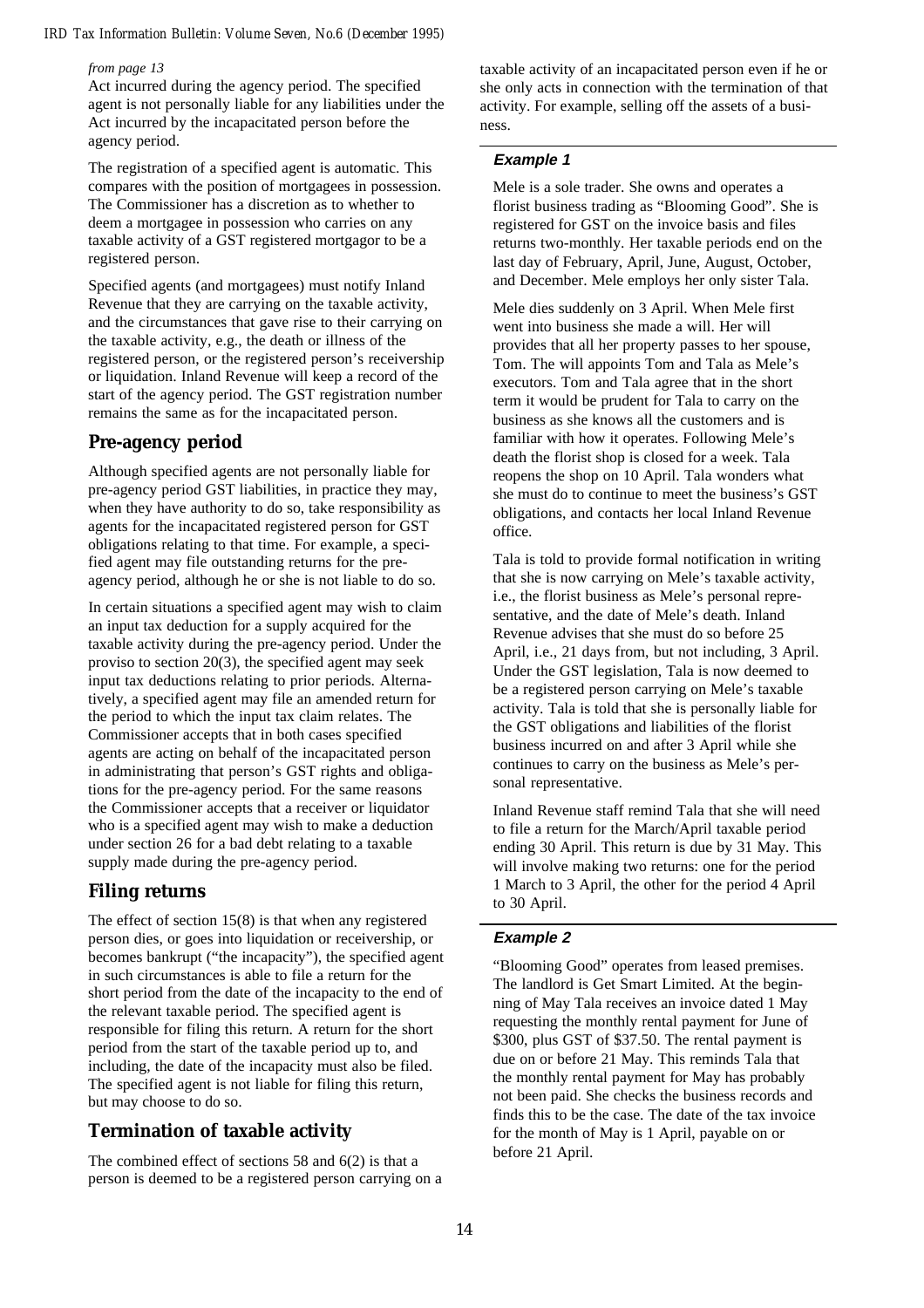*from page 13*

Act incurred during the agency period. The specified agent is not personally liable for any liabilities under the Act incurred by the incapacitated person before the agency period.

The registration of a specified agent is automatic. This compares with the position of mortgagees in possession. The Commissioner has a discretion as to whether to deem a mortgagee in possession who carries on any taxable activity of a GST registered mortgagor to be a registered person.

Specified agents (and mortgagees) must notify Inland Revenue that they are carrying on the taxable activity, and the circumstances that gave rise to their carrying on the taxable activity, e.g., the death or illness of the registered person, or the registered person's receivership or liquidation. Inland Revenue will keep a record of the start of the agency period. The GST registration number remains the same as for the incapacitated person.

## Pre-agency period

Although specified agents are not personally liable for pre-agency period GST liabilities, in practice they may, when they have authority to do so, take responsibility as agents for the incapacitated registered person for GST obligations relating to that time. For example, a specified agent may file outstanding returns for the pre-agency period, although he or she is not liable to do so.

In certain situations a specified agent may wish to claim an input tax deduction for a supply acquired for the taxable activity during the pre-agency period. Under the proviso to section 20(3), the specified agent may seek input tax deductions relating to prior periods. Alternatively, a specified agent may file an amended return for the period to which the input tax claim relates. The Commissioner accepts that in both cases specified agents are acting on behalf of the incapacitated person in administrating that person's GST rights and obligations for the pre-agency period. For the same reasons the Commissioner accepts that a receiver or liquidator who is a specified agent may wish to make a deduction under section 26 for a bad debt relating to a taxable supply made during the pre-agency period.

## Filing returns

The effect of section 15(8) is that when any registered person dies, or goes into liquidation or receivership, or becomes bankrupt ("the incapacity"), the specified agent in such circumstances is able to file a return for the short period from the date of the incapacity to the end of the relevant taxable period. The specified agent is responsible for filing this return. A return for the short period from the start of the taxable period up to, and including, the date of the incapacity must also be filed. The specified agent is not liable for filing this return, but may choose to do so.

## Termination of taxable activity

The combined effect of sections 58 and 6(2) is that a person is deemed to be a registered person carrying on a taxable activity of an incapacitated person even if he or she only acts in connection with the termination of that activity. For example, selling off the assets of a business.

### *Example 1*

Mele is a sole trader. She owns and operates a florist business trading as "Blooming Good". She is registered for GST on the invoice basis and files returns two-monthly. Her taxable periods end on the last day of February, April, June, August, October, and December. Mele employs her only sister Tala.

Mele dies suddenly on 3 April. When Mele first went into business she made a will. Her will provides that all her property passes to her spouse, Tom. The will appoints Tom and Tala as Mele's executors. Tom and Tala agree that in the short term it would be prudent for Tala to carry on the business as she knows all the customers and is familiar with how it operates. Following Mele's death the florist shop is closed for a week. Tala reopens the shop on 10 April. Tala wonders what she must do to continue to meet the business's GST obligations, and contacts her local Inland Revenue office.

Tala is told to provide formal notification in writing that she is now carrying on Mele's taxable activity, i.e., the florist business as Mele's personal representative, and the date of Mele's death. Inland Revenue advises that she must do so before 25 April, i.e., 21 days from, but not including, 3 April. Under the GST legislation, Tala is now deemed to be a registered person carrying on Mele's taxable activity. Tala is told that she is personally liable for the GST obligations and liabilities of the florist business incurred on and after 3 April while she continues to carry on the business as Mele's personal representative.

Inland Revenue staff remind Tala that she will need to file a return for the March/April taxable period ending 30 April. This return is due by 31 May. This will involve making two returns: one for the period 1 March to 3 April, the other for the period 4 April to 30 April.

### *Example 2*

"Blooming Good" operates from leased premises. The landlord is Get Smart Limited. At the beginning of May Tala receives an invoice dated 1 May requesting the monthly rental payment for June of \$300, plus GST of \$37.50. The rental payment is due on or before 21 May. This reminds Tala that the monthly rental payment for May has probably not been paid. She checks the business records and finds this to be the case. The date of the tax invoice for the month of May is 1 April, payable on or before 21 April.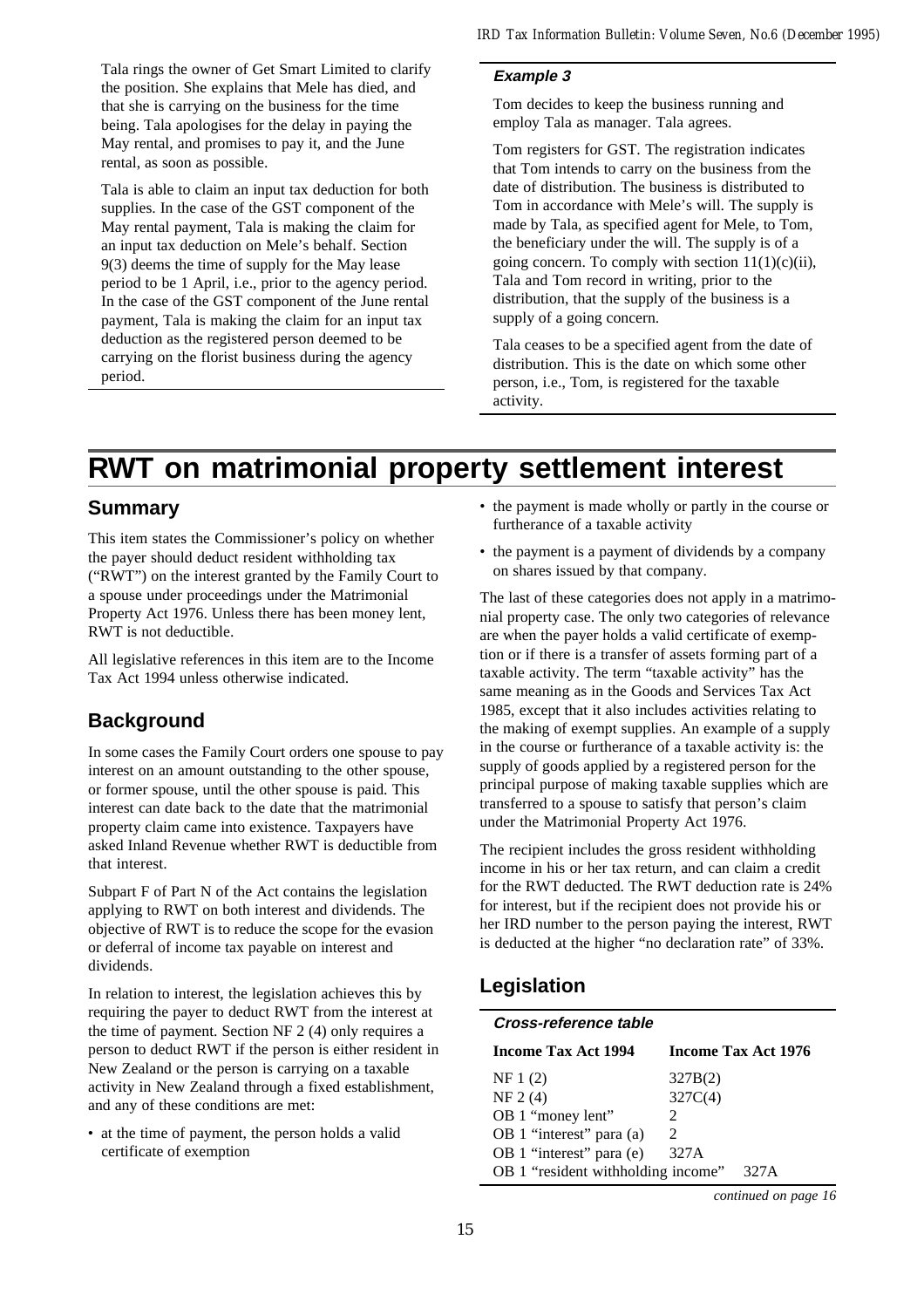Tala rings the owner of Get Smart Limited to clarify the position. She explains that Mele has died, and that she is carrying on the business for the time being. Tala apologises for the delay in paying the May rental, and promises to pay it, and the June rental, as soon as possible.

Tala is able to claim an input tax deduction for both supplies. In the case of the GST component of the May rental payment, Tala is making the claim for an input tax deduction on Mele's behalf. Section 9(3) deems the time of supply for the May lease period to be 1 April, i.e., prior to the agency period. In the case of the GST component of the June rental payment, Tala is making the claim for an input tax deduction as the registered person deemed to be carrying on the florist business during the agency period.

#### *Example 3*

Tom decides to keep the business running and employ Tala as manager. Tala agrees.

Tom registers for GST. The registration indicates that Tom intends to carry on the business from the date of distribution. The business is distributed to Tom in accordance with Mele's will. The supply is made by Tala, as specified agent for Mele, to Tom, the beneficiary under the will. The supply is of a going concern. To comply with section 11(1)(c)(ii), Tala and Tom record in writing, prior to the distribution, that the supply of the business is a supply of a going concern.

Tala ceases to be a specified agent from the date of distribution. This is the date on which some other person, i.e., Tom, is registered for the taxable activity.

# RWT on matrimonial property settlement interest

## Summary

This item states the Commissioner's policy on whether the payer should deduct resident withholding tax ("RWT") on the interest granted by the Family Court to a spouse under proceedings under the Matrimonial Property Act 1976. Unless there has been money lent, RWT is not deductible.

All legislative references in this item are to the Income Tax Act 1994 unless otherwise indicated.

## Background

In some cases the Family Court orders one spouse to pay interest on an amount outstanding to the other spouse, or former spouse, until the other spouse is paid. This interest can date back to the date that the matrimonial property claim came into existence. Taxpayers have asked Inland Revenue whether RWT is deductible from that interest.

Subpart F of Part N of the Act contains the legislation applying to RWT on both interest and dividends. The objective of RWT is to reduce the scope for the evasion or deferral of income tax payable on interest and dividends.

In relation to interest, the legislation achieves this by requiring the payer to deduct RWT from the interest at the time of payment. Section NF 2 (4) only requires a person to deduct RWT if the person is either resident in New Zealand or the person is carrying on a taxable activity in New Zealand through a fixed establishment, and any of these conditions are met:

- at the time of payment, the person holds a valid certificate of exemption
- the payment is made wholly or partly in the course or furtherance of a taxable activity
- the payment is a payment of dividends by a company on shares issued by that company.

The last of these categories does not apply in a matrimonial property case. The only two categories of relevance are when the payer holds a valid certificate of exemption or if there is a transfer of assets forming part of a taxable activity. The term "taxable activity" has the same meaning as in the Goods and Services Tax Act 1985, except that it also includes activities relating to the making of exempt supplies. An example of a supply in the course or furtherance of a taxable activity is: the supply of goods applied by a registered person for the principal purpose of making taxable supplies which are transferred to a spouse to satisfy that person's claim under the Matrimonial Property Act 1976.

The recipient includes the gross resident withholding income in his or her tax return, and can claim a credit for the RWT deducted. The RWT deduction rate is 24% for interest, but if the recipient does not provide his or her IRD number to the person paying the interest, RWT is deducted at the higher "no declaration rate" of 33%.

## Legislation

#### *Cross-reference table*

| Income Tax Act 1994 | Income Tax Act 1976 |
|---|---|
| NF 1 (2) | 327B(2) |
| NF 2 (4) | 327C(4) |
| OB 1 "money lent" | 2 |
| OB 1 "interest" para (a) | 2 |
| OB 1 "interest" para (e) | 327A |
| OB 1 "resident withholding income" | 327A |

*continued on page 16*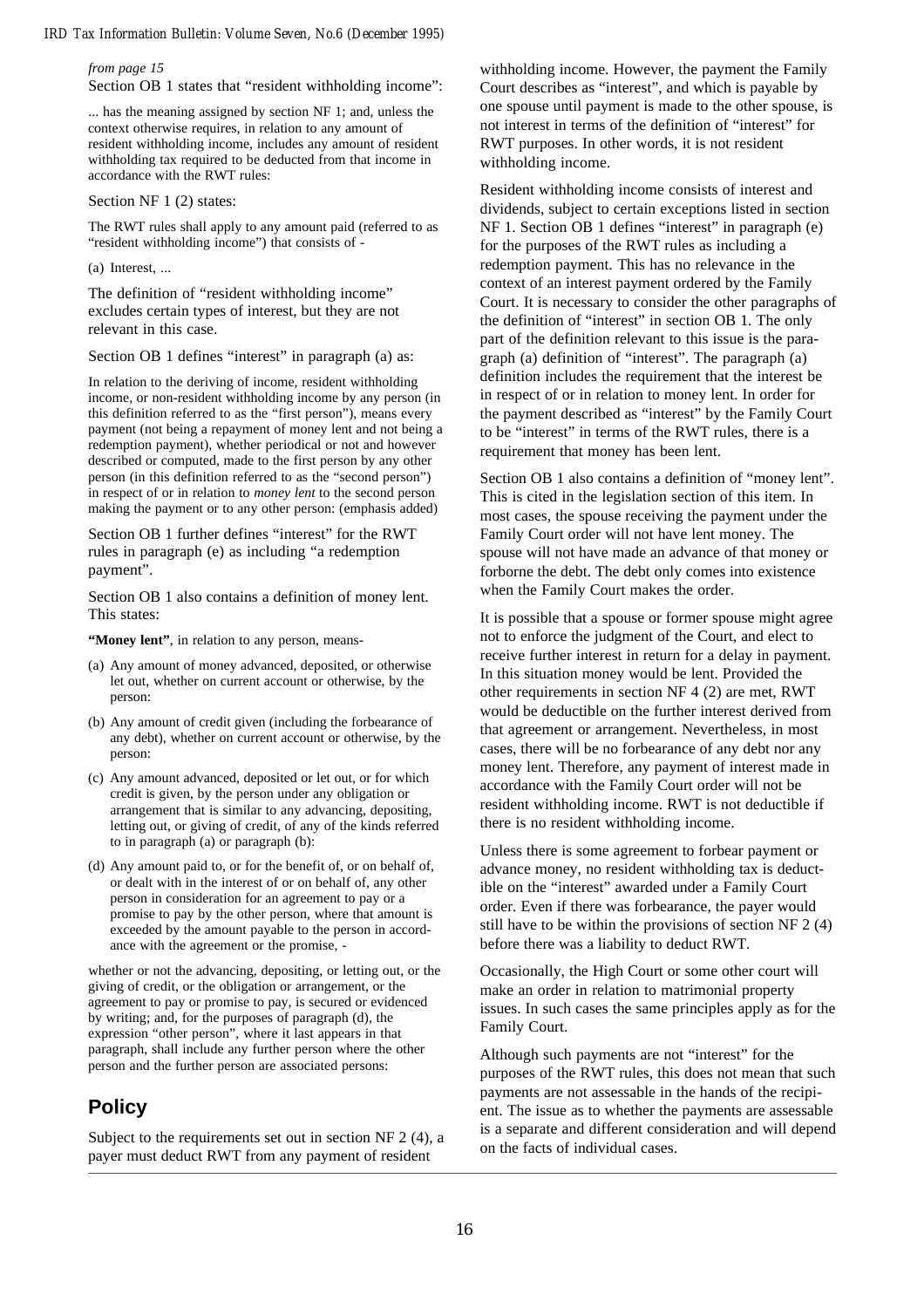*from page 15*

Section OB 1 states that "resident withholding income":

> ... has the meaning assigned by section NF 1; and, unless the context otherwise requires, in relation to any amount of resident withholding income, includes any amount of resident withholding tax required to be deducted from that income in accordance with the RWT rules:

Section NF 1 (2) states:

> The RWT rules shall apply to any amount paid (referred to as "resident withholding income") that consists of -
>
> (a) Interest, ...

The definition of "resident withholding income" excludes certain types of interest, but they are not relevant in this case.

Section OB 1 defines "interest" in paragraph (a) as:

> In relation to the deriving of income, resident withholding income, or non-resident withholding income by any person (in this definition referred to as the "first person"), means every payment (not being a repayment of money lent and not being a redemption payment), whether periodical or not and however described or computed, made to the first person by any other person (in this definition referred to as the "second person") in respect of or in relation to *money lent* to the second person making the payment or to any other person: (emphasis added)

Section OB 1 further defines "interest" for the RWT rules in paragraph (e) as including "a redemption payment".

Section OB 1 also contains a definition of money lent. This states:

> **"Money lent"**, in relation to any person, means-
>
> (a) Any amount of money advanced, deposited, or otherwise let out, whether on current account or otherwise, by the person:
>
> (b) Any amount of credit given (including the forbearance of any debt), whether on current account or otherwise, by the person:
>
> (c) Any amount advanced, deposited or let out, or for which credit is given, by the person under any obligation or arrangement that is similar to any advancing, depositing, letting out, or giving of credit, of any of the kinds referred to in paragraph (a) or paragraph (b):
>
> (d) Any amount paid to, or for the benefit of, or on behalf of, or dealt with in the interest of or on behalf of, any other person in consideration for an agreement to pay or a promise to pay by the other person, where that amount is exceeded by the amount payable to the person in accordance with the agreement or the promise, -
>
> whether or not the advancing, depositing, or letting out, or the giving of credit, or the obligation or arrangement, or the agreement to pay or promise to pay, is secured or evidenced by writing; and, for the purposes of paragraph (d), the expression "other person", where it last appears in that paragraph, shall include any further person where the other person and the further person are associated persons:

## Policy

Subject to the requirements set out in section NF 2 (4), a payer must deduct RWT from any payment of resident withholding income. However, the payment the Family Court describes as "interest", and which is payable by one spouse until payment is made to the other spouse, is not interest in terms of the definition of "interest" for RWT purposes. In other words, it is not resident withholding income.

Resident withholding income consists of interest and dividends, subject to certain exceptions listed in section NF 1. Section OB 1 defines "interest" in paragraph (e) for the purposes of the RWT rules as including a redemption payment. This has no relevance in the context of an interest payment ordered by the Family Court. It is necessary to consider the other paragraphs of the definition of "interest" in section OB 1. The only part of the definition relevant to this issue is the paragraph (a) definition of "interest". The paragraph (a) definition includes the requirement that the interest be in respect of or in relation to money lent. In order for the payment described as "interest" by the Family Court to be "interest" in terms of the RWT rules, there is a requirement that money has been lent.

Section OB 1 also contains a definition of "money lent". This is cited in the legislation section of this item. In most cases, the spouse receiving the payment under the Family Court order will not have lent money. The spouse will not have made an advance of that money or forborne the debt. The debt only comes into existence when the Family Court makes the order.

It is possible that a spouse or former spouse might agree not to enforce the judgment of the Court, and elect to receive further interest in return for a delay in payment. In this situation money would be lent. Provided the other requirements in section NF 4 (2) are met, RWT would be deductible on the further interest derived from that agreement or arrangement. Nevertheless, in most cases, there will be no forbearance of any debt nor any money lent. Therefore, any payment of interest made in accordance with the Family Court order will not be resident withholding income. RWT is not deductible if there is no resident withholding income.

Unless there is some agreement to forbear payment or advance money, no resident withholding tax is deductible on the "interest" awarded under a Family Court order. Even if there was forbearance, the payer would still have to be within the provisions of section NF 2 (4) before there was a liability to deduct RWT.

Occasionally, the High Court or some other court will make an order in relation to matrimonial property issues. In such cases the same principles apply as for the Family Court.

Although such payments are not "interest" for the purposes of the RWT rules, this does not mean that such payments are not assessable in the hands of the recipient. The issue as to whether the payments are assessable is a separate and different consideration and will depend on the facts of individual cases.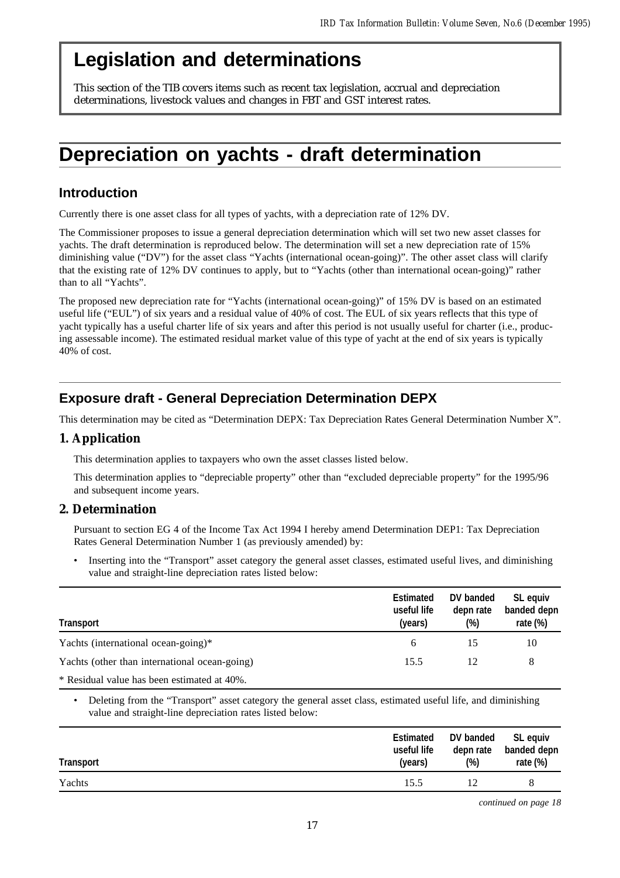# Legislation and determinations

This section of the TIB covers items such as recent tax legislation, accrual and depreciation determinations, livestock values and changes in FBT and GST interest rates.

# Depreciation on yachts - draft determination

## Introduction

Currently there is one asset class for all types of yachts, with a depreciation rate of 12% DV.

The Commissioner proposes to issue a general depreciation determination which will set two new asset classes for yachts. The draft determination is reproduced below. The determination will set a new depreciation rate of 15% diminishing value ("DV") for the asset class "Yachts (international ocean-going)". The other asset class will clarify that the existing rate of 12% DV continues to apply, but to "Yachts (other than international ocean-going)" rather than to all "Yachts".

The proposed new depreciation rate for "Yachts (international ocean-going)" of 15% DV is based on an estimated useful life ("EUL") of six years and a residual value of 40% of cost. The EUL of six years reflects that this type of yacht typically has a useful charter life of six years and after this period is not usually useful for charter (i.e., producing assessable income). The estimated residual market value of this type of yacht at the end of six years is typically 40% of cost.

## Exposure draft - General Depreciation Determination DEPX

This determination may be cited as "Determination DEPX: Tax Depreciation Rates General Determination Number X".

### 1. Application

This determination applies to taxpayers who own the asset classes listed below.

This determination applies to "depreciable property" other than "excluded depreciable property" for the 1995/96 and subsequent income years.

### 2. Determination

Pursuant to section EG 4 of the Income Tax Act 1994 I hereby amend Determination DEP1: Tax Depreciation Rates General Determination Number 1 (as previously amended) by:

- Inserting into the "Transport" asset category the general asset classes, estimated useful lives, and diminishing value and straight-line depreciation rates listed below:

| Transport | Estimated useful life (years) | DV banded depn rate (%) | SL equiv banded depn rate (%) |
|---|---|---|---|
| Yachts (international ocean-going)* | 6 | 15 | 10 |
| Yachts (other than international ocean-going) | 15.5 | 12 | 8 |

\* Residual value has been estimated at 40%.

- Deleting from the "Transport" asset category the general asset class, estimated useful life, and diminishing value and straight-line depreciation rates listed below:

| Transport | Estimated useful life (years) | DV banded depn rate (%) | SL equiv banded depn rate (%) |
|---|---|---|---|
| Yachts | 15.5 | 12 | 8 |

*continued on page 18*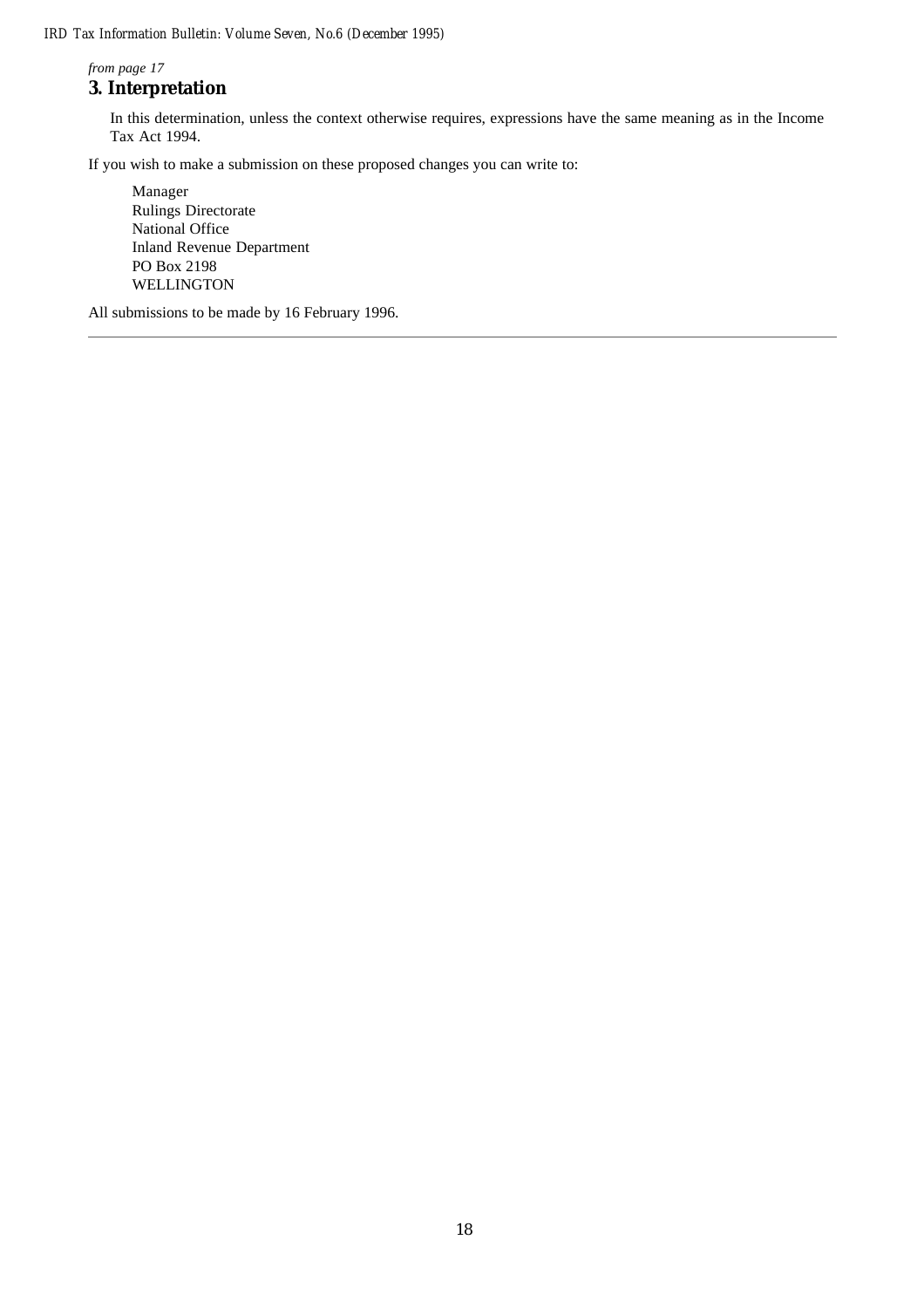*from page 17*

### 3. Interpretation

In this determination, unless the context otherwise requires, expressions have the same meaning as in the Income Tax Act 1994.

If you wish to make a submission on these proposed changes you can write to:

Manager
Rulings Directorate
National Office
Inland Revenue Department
PO Box 2198
WELLINGTON

All submissions to be made by 16 February 1996.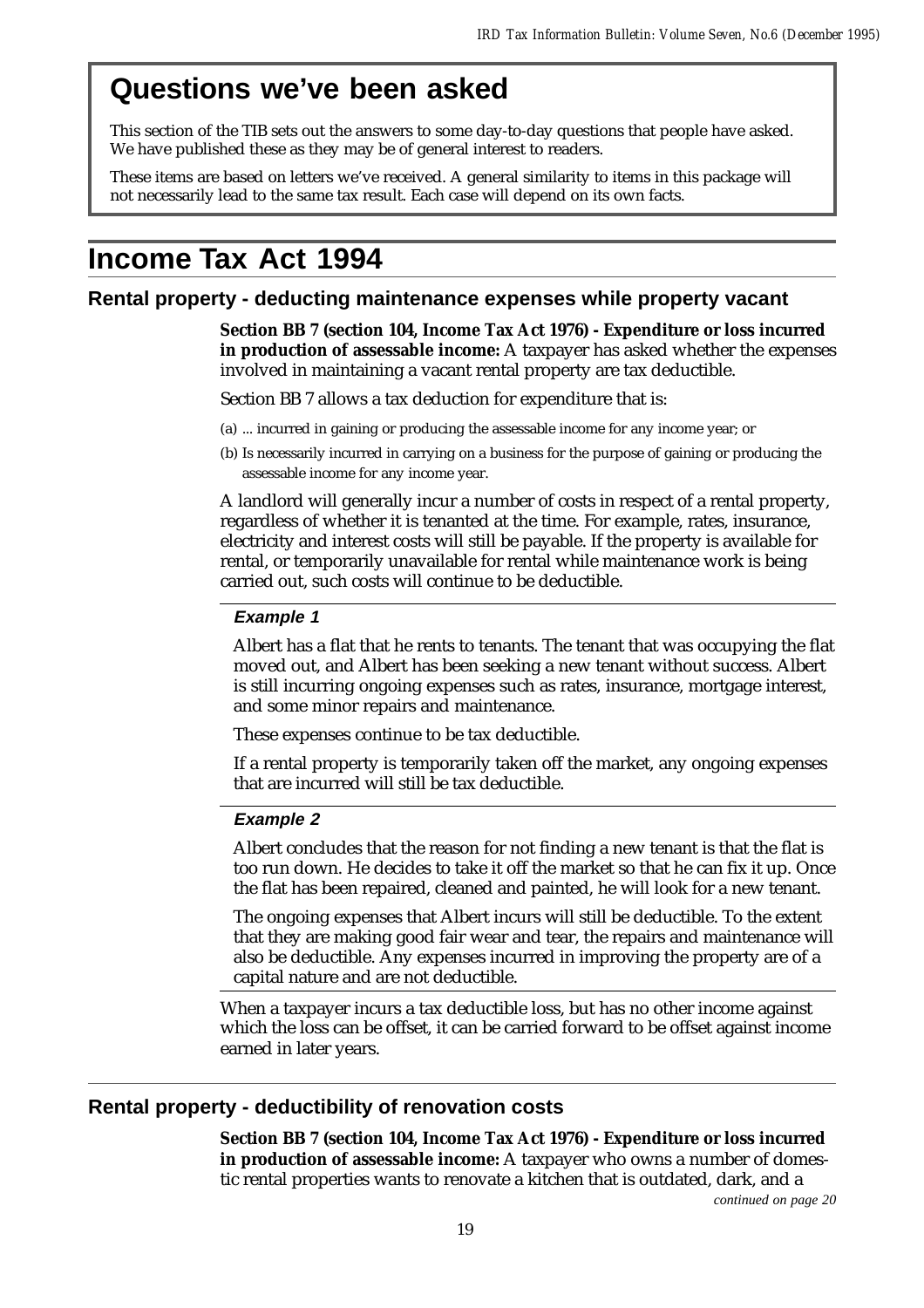# Questions we've been asked

This section of the TIB sets out the answers to some day-to-day questions that people have asked. We have published these as they may be of general interest to readers.

These items are based on letters we've received. A general similarity to items in this package will not necessarily lead to the same tax result. Each case will depend on its own facts.

# Income Tax Act 1994

## Rental property - deducting maintenance expenses while property vacant

**Section BB 7 (section 104, Income Tax Act 1976) - Expenditure or loss incurred in production of assessable income:** A taxpayer has asked whether the expenses involved in maintaining a vacant rental property are tax deductible.

Section BB 7 allows a tax deduction for expenditure that is:

(a) ... incurred in gaining or producing the assessable income for any income year; or

(b) Is necessarily incurred in carrying on a business for the purpose of gaining or producing the assessable income for any income year.

A landlord will generally incur a number of costs in respect of a rental property, regardless of whether it is tenanted at the time. For example, rates, insurance, electricity and interest costs will still be payable. If the property is available for rental, or temporarily unavailable for rental while maintenance work is being carried out, such costs will continue to be deductible.

### *Example 1*

Albert has a flat that he rents to tenants. The tenant that was occupying the flat moved out, and Albert has been seeking a new tenant without success. Albert is still incurring ongoing expenses such as rates, insurance, mortgage interest, and some minor repairs and maintenance.

These expenses continue to be tax deductible.

If a rental property is temporarily taken off the market, any ongoing expenses that are incurred will still be tax deductible.

### *Example 2*

Albert concludes that the reason for not finding a new tenant is that the flat is too run down. He decides to take it off the market so that he can fix it up. Once the flat has been repaired, cleaned and painted, he will look for a new tenant.

The ongoing expenses that Albert incurs will still be deductible. To the extent that they are making good fair wear and tear, the repairs and maintenance will also be deductible. Any expenses incurred in improving the property are of a capital nature and are not deductible.

When a taxpayer incurs a tax deductible loss, but has no other income against which the loss can be offset, it can be carried forward to be offset against income earned in later years.

## Rental property - deductibility of renovation costs

**Section BB 7 (section 104, Income Tax Act 1976) - Expenditure or loss incurred in production of assessable income:** A taxpayer who owns a number of domestic rental properties wants to renovate a kitchen that is outdated, dark, and a

*continued on page 20*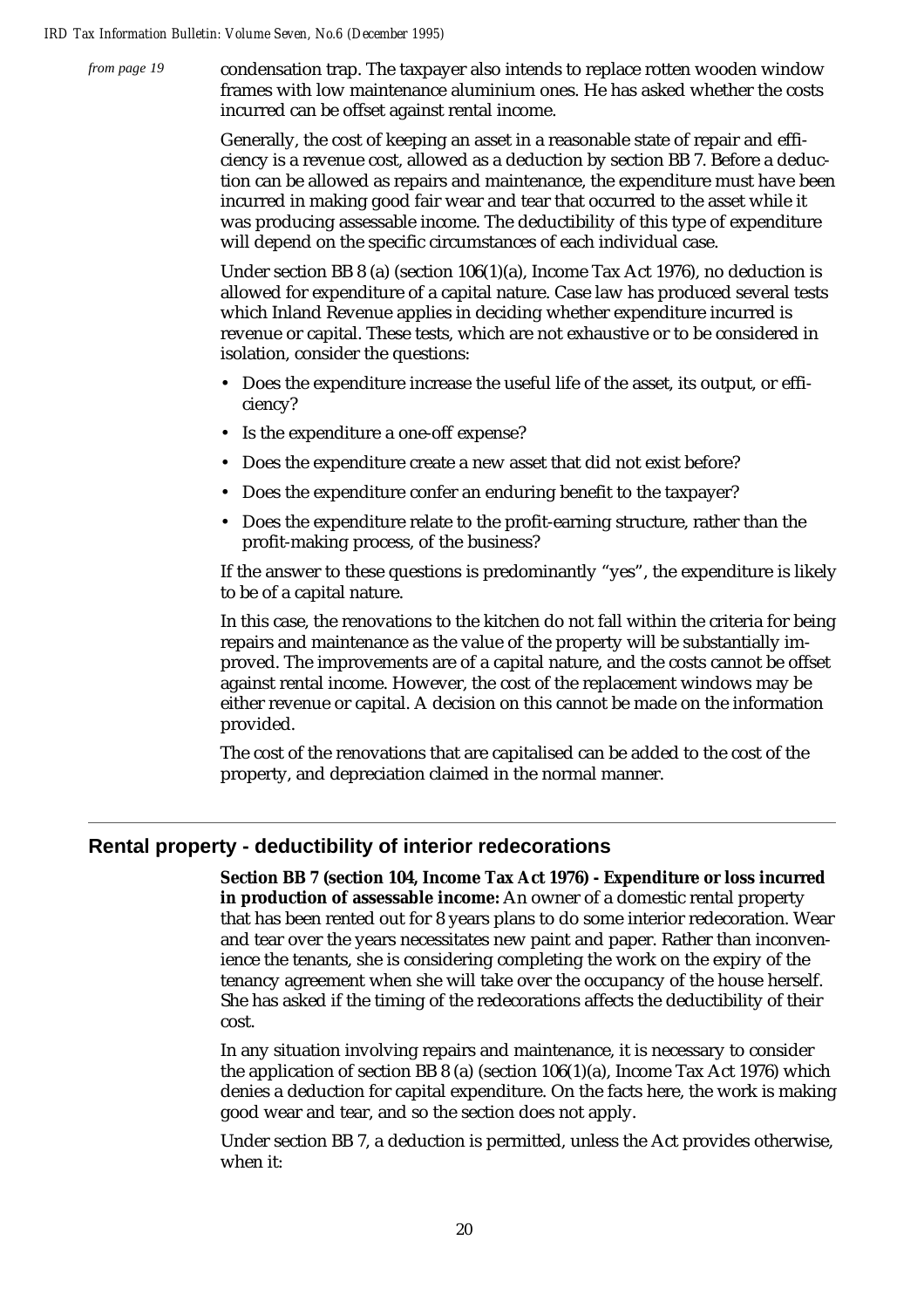*from page 19*

condensation trap. The taxpayer also intends to replace rotten wooden window frames with low maintenance aluminium ones. He has asked whether the costs incurred can be offset against rental income.

Generally, the cost of keeping an asset in a reasonable state of repair and efficiency is a revenue cost, allowed as a deduction by section BB 7. Before a deduction can be allowed as repairs and maintenance, the expenditure must have been incurred in making good fair wear and tear that occurred to the asset while it was producing assessable income. The deductibility of this type of expenditure will depend on the specific circumstances of each individual case.

Under section BB 8 (a) (section 106(1)(a), Income Tax Act 1976), no deduction is allowed for expenditure of a capital nature. Case law has produced several tests which Inland Revenue applies in deciding whether expenditure incurred is revenue or capital. These tests, which are not exhaustive or to be considered in isolation, consider the questions:

- Does the expenditure increase the useful life of the asset, its output, or efficiency?
- Is the expenditure a one-off expense?
- Does the expenditure create a new asset that did not exist before?
- Does the expenditure confer an enduring benefit to the taxpayer?
- Does the expenditure relate to the profit-earning structure, rather than the profit-making process, of the business?

If the answer to these questions is predominantly "yes", the expenditure is likely to be of a capital nature.

In this case, the renovations to the kitchen do not fall within the criteria for being repairs and maintenance as the value of the property will be substantially improved. The improvements are of a capital nature, and the costs cannot be offset against rental income. However, the cost of the replacement windows may be either revenue or capital. A decision on this cannot be made on the information provided.

The cost of the renovations that are capitalised can be added to the cost of the property, and depreciation claimed in the normal manner.

---

## Rental property - deductibility of interior redecorations

**Section BB 7 (section 104, Income Tax Act 1976) - Expenditure or loss incurred in production of assessable income:** An owner of a domestic rental property that has been rented out for 8 years plans to do some interior redecoration. Wear and tear over the years necessitates new paint and paper. Rather than inconvenience the tenants, she is considering completing the work on the expiry of the tenancy agreement when she will take over the occupancy of the house herself. She has asked if the timing of the redecorations affects the deductibility of their cost.

In any situation involving repairs and maintenance, it is necessary to consider the application of section BB 8 (a) (section 106(1)(a), Income Tax Act 1976) which denies a deduction for capital expenditure. On the facts here, the work is making good wear and tear, and so the section does not apply.

Under section BB 7, a deduction is permitted, unless the Act provides otherwise, when it: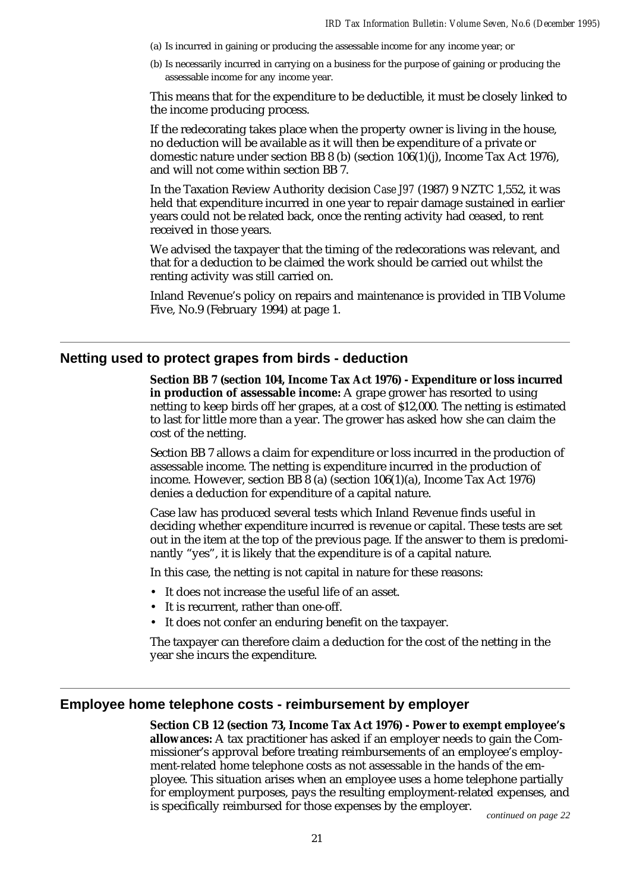(a) Is incurred in gaining or producing the assessable income for any income year; or

(b) Is necessarily incurred in carrying on a business for the purpose of gaining or producing the assessable income for any income year.

This means that for the expenditure to be deductible, it must be closely linked to the income producing process.

If the redecorating takes place when the property owner is living in the house, no deduction will be available as it will then be expenditure of a private or domestic nature under section BB 8 (b) (section 106(1)(j), Income Tax Act 1976), and will not come within section BB 7.

In the Taxation Review Authority decision *Case J97* (1987) 9 NZTC 1,552, it was held that expenditure incurred in one year to repair damage sustained in earlier years could not be related back, once the renting activity had ceased, to rent received in those years.

We advised the taxpayer that the timing of the redecorations was relevant, and that for a deduction to be claimed the work should be carried out whilst the renting activity was still carried on.

Inland Revenue's policy on repairs and maintenance is provided in TIB Volume Five, No.9 (February 1994) at page 1.

## Netting used to protect grapes from birds - deduction

**Section BB 7 (section 104, Income Tax Act 1976) - Expenditure or loss incurred in production of assessable income:** A grape grower has resorted to using netting to keep birds off her grapes, at a cost of $12,000. The netting is estimated to last for little more than a year. The grower has asked how she can claim the cost of the netting.

Section BB 7 allows a claim for expenditure or loss incurred in the production of assessable income. The netting is expenditure incurred in the production of income. However, section BB 8 (a) (section 106(1)(a), Income Tax Act 1976) denies a deduction for expenditure of a capital nature.

Case law has produced several tests which Inland Revenue finds useful in deciding whether expenditure incurred is revenue or capital. These tests are set out in the item at the top of the previous page. If the answer to them is predominantly "yes", it is likely that the expenditure is of a capital nature.

In this case, the netting is not capital in nature for these reasons:

- It does not increase the useful life of an asset.
- It is recurrent, rather than one-off.
- It does not confer an enduring benefit on the taxpayer.

The taxpayer can therefore claim a deduction for the cost of the netting in the year she incurs the expenditure.

## Employee home telephone costs - reimbursement by employer

**Section CB 12 (section 73, Income Tax Act 1976) - Power to exempt employee's allowances:** A tax practitioner has asked if an employer needs to gain the Commissioner's approval before treating reimbursements of an employee's employment-related home telephone costs as not assessable in the hands of the employee. This situation arises when an employee uses a home telephone partially for employment purposes, pays the resulting employment-related expenses, and is specifically reimbursed for those expenses by the employer.

*continued on page 22*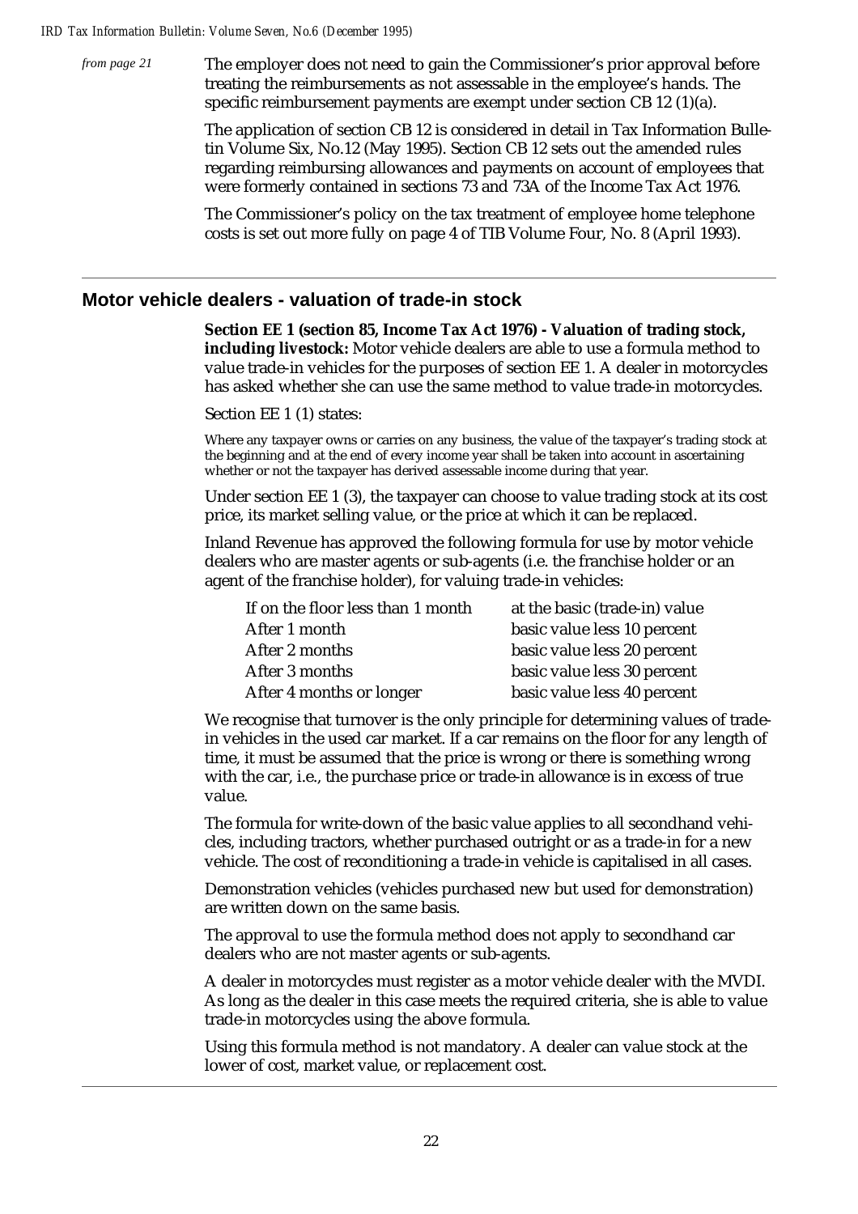*from page 21*

The employer does not need to gain the Commissioner's prior approval before treating the reimbursements as not assessable in the employee's hands. The specific reimbursement payments are exempt under section CB 12 (1)(a).

The application of section CB 12 is considered in detail in Tax Information Bulletin Volume Six, No.12 (May 1995). Section CB 12 sets out the amended rules regarding reimbursing allowances and payments on account of employees that were formerly contained in sections 73 and 73A of the Income Tax Act 1976.

The Commissioner's policy on the tax treatment of employee home telephone costs is set out more fully on page 4 of TIB Volume Four, No. 8 (April 1993).

---

## Motor vehicle dealers - valuation of trade-in stock

**Section EE 1 (section 85, Income Tax Act 1976) - Valuation of trading stock, including livestock:** Motor vehicle dealers are able to use a formula method to value trade-in vehicles for the purposes of section EE 1. A dealer in motorcycles has asked whether she can use the same method to value trade-in motorcycles.

Section EE 1 (1) states:

> Where any taxpayer owns or carries on any business, the value of the taxpayer's trading stock at the beginning and at the end of every income year shall be taken into account in ascertaining whether or not the taxpayer has derived assessable income during that year.

Under section EE 1 (3), the taxpayer can choose to value trading stock at its cost price, its market selling value, or the price at which it can be replaced.

Inland Revenue has approved the following formula for use by motor vehicle dealers who are master agents or sub-agents (i.e. the franchise holder or an agent of the franchise holder), for valuing trade-in vehicles:

| | |
|---|---|
| If on the floor less than 1 month | at the basic (trade-in) value |
| After 1 month | basic value less 10 percent |
| After 2 months | basic value less 20 percent |
| After 3 months | basic value less 30 percent |
| After 4 months or longer | basic value less 40 percent |

We recognise that turnover is the only principle for determining values of trade-in vehicles in the used car market. If a car remains on the floor for any length of time, it must be assumed that the price is wrong or there is something wrong with the car, i.e., the purchase price or trade-in allowance is in excess of true value.

The formula for write-down of the basic value applies to all secondhand vehicles, including tractors, whether purchased outright or as a trade-in for a new vehicle. The cost of reconditioning a trade-in vehicle is capitalised in all cases.

Demonstration vehicles (vehicles purchased new but used for demonstration) are written down on the same basis.

The approval to use the formula method does not apply to secondhand car dealers who are not master agents or sub-agents.

A dealer in motorcycles must register as a motor vehicle dealer with the MVDI. As long as the dealer in this case meets the required criteria, she is able to value trade-in motorcycles using the above formula.

Using this formula method is not mandatory. A dealer can value stock at the lower of cost, market value, or replacement cost.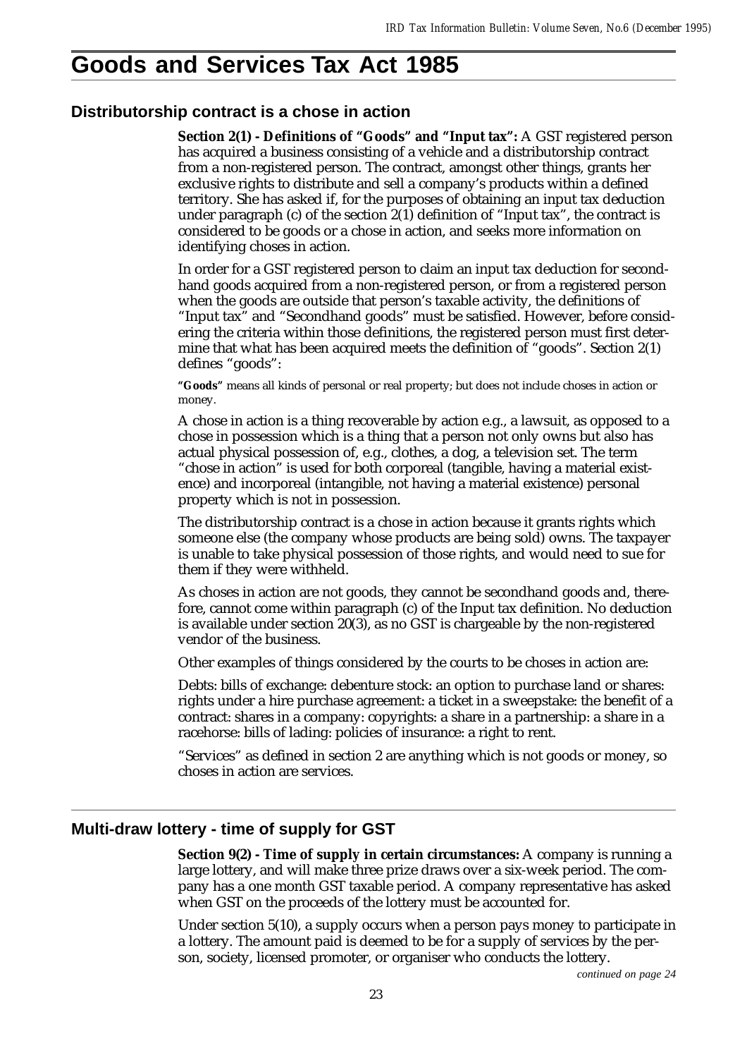# Goods and Services Tax Act 1985

## Distributorship contract is a chose in action

**Section 2(1) - Definitions of "Goods" and "Input tax":** A GST registered person has acquired a business consisting of a vehicle and a distributorship contract from a non-registered person. The contract, amongst other things, grants her exclusive rights to distribute and sell a company's products within a defined territory. She has asked if, for the purposes of obtaining an input tax deduction under paragraph (c) of the section 2(1) definition of "Input tax", the contract is considered to be goods or a chose in action, and seeks more information on identifying choses in action.

In order for a GST registered person to claim an input tax deduction for secondhand goods acquired from a non-registered person, or from a registered person when the goods are outside that person's taxable activity, the definitions of "Input tax" and "Secondhand goods" must be satisfied. However, before considering the criteria within those definitions, the registered person must first determine that what has been acquired meets the definition of "goods". Section 2(1) defines "goods":

**"Goods"** means all kinds of personal or real property; but does not include choses in action or money.

A chose in action is a thing recoverable by action e.g., a lawsuit, as opposed to a chose in possession which is a thing that a person not only owns but also has actual physical possession of, e.g., clothes, a dog, a television set. The term "chose in action" is used for both corporeal (tangible, having a material existence) and incorporeal (intangible, not having a material existence) personal property which is not in possession.

The distributorship contract is a chose in action because it grants rights which someone else (the company whose products are being sold) owns. The taxpayer is unable to take physical possession of those rights, and would need to sue for them if they were withheld.

As choses in action are not goods, they cannot be secondhand goods and, therefore, cannot come within paragraph (c) of the Input tax definition. No deduction is available under section 20(3), as no GST is chargeable by the non-registered vendor of the business.

Other examples of things considered by the courts to be choses in action are:

Debts: bills of exchange: debenture stock: an option to purchase land or shares: rights under a hire purchase agreement: a ticket in a sweepstake: the benefit of a contract: shares in a company: copyrights: a share in a partnership: a share in a racehorse: bills of lading: policies of insurance: a right to rent.

"Services" as defined in section 2 are anything which is not goods or money, so choses in action are services.

## Multi-draw lottery - time of supply for GST

**Section 9(2) - Time of supply in certain circumstances:** A company is running a large lottery, and will make three prize draws over a six-week period. The company has a one month GST taxable period. A company representative has asked when GST on the proceeds of the lottery must be accounted for.

Under section 5(10), a supply occurs when a person pays money to participate in a lottery. The amount paid is deemed to be for a supply of services by the person, society, licensed promoter, or organiser who conducts the lottery.

*continued on page 24*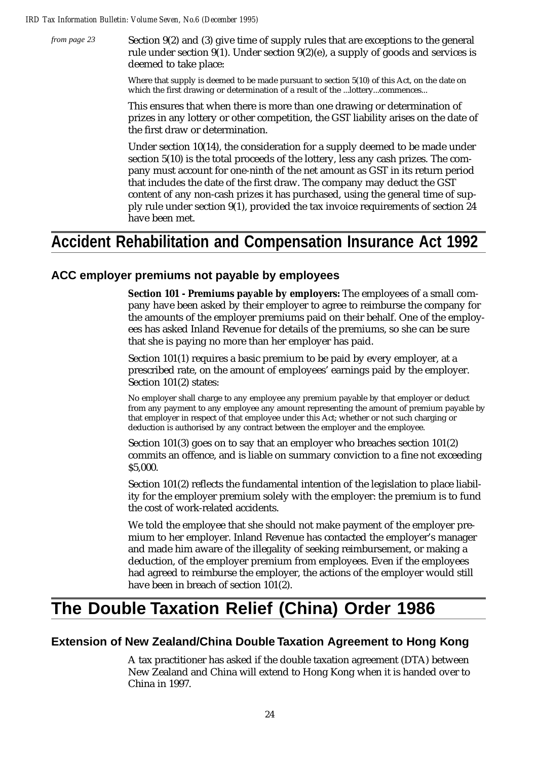*from page 23*

Section 9(2) and (3) give time of supply rules that are exceptions to the general rule under section 9(1). Under section 9(2)(e), a supply of goods and services is deemed to take place:

> Where that supply is deemed to be made pursuant to section 5(10) of this Act, on the date on which the first drawing or determination of a result of the ...lottery...commences...

This ensures that when there is more than one drawing or determination of prizes in any lottery or other competition, the GST liability arises on the date of the first draw or determination.

Under section 10(14), the consideration for a supply deemed to be made under section 5(10) is the total proceeds of the lottery, less any cash prizes. The company must account for one-ninth of the net amount as GST in its return period that includes the date of the first draw. The company may deduct the GST content of any non-cash prizes it has purchased, using the general time of supply rule under section 9(1), provided the tax invoice requirements of section 24 have been met.

# Accident Rehabilitation and Compensation Insurance Act 1992

## ACC employer premiums not payable by employees

**Section 101 - Premiums payable by employers:** The employees of a small company have been asked by their employer to agree to reimburse the company for the amounts of the employer premiums paid on their behalf. One of the employees has asked Inland Revenue for details of the premiums, so she can be sure that she is paying no more than her employer has paid.

Section 101(1) requires a basic premium to be paid by every employer, at a prescribed rate, on the amount of employees' earnings paid by the employer. Section 101(2) states:

> No employer shall charge to any employee any premium payable by that employer or deduct from any payment to any employee any amount representing the amount of premium payable by that employer in respect of that employee under this Act; whether or not such charging or deduction is authorised by any contract between the employer and the employee.

Section 101(3) goes on to say that an employer who breaches section 101(2) commits an offence, and is liable on summary conviction to a fine not exceeding $5,000.

Section 101(2) reflects the fundamental intention of the legislation to place liability for the employer premium solely with the employer: the premium is to fund the cost of work-related accidents.

We told the employee that she should not make payment of the employer premium to her employer. Inland Revenue has contacted the employer's manager and made him aware of the illegality of seeking reimbursement, or making a deduction, of the employer premium from employees. Even if the employees had agreed to reimburse the employer, the actions of the employer would still have been in breach of section 101(2).

# The Double Taxation Relief (China) Order 1986

## Extension of New Zealand/China Double Taxation Agreement to Hong Kong

A tax practitioner has asked if the double taxation agreement (DTA) between New Zealand and China will extend to Hong Kong when it is handed over to China in 1997.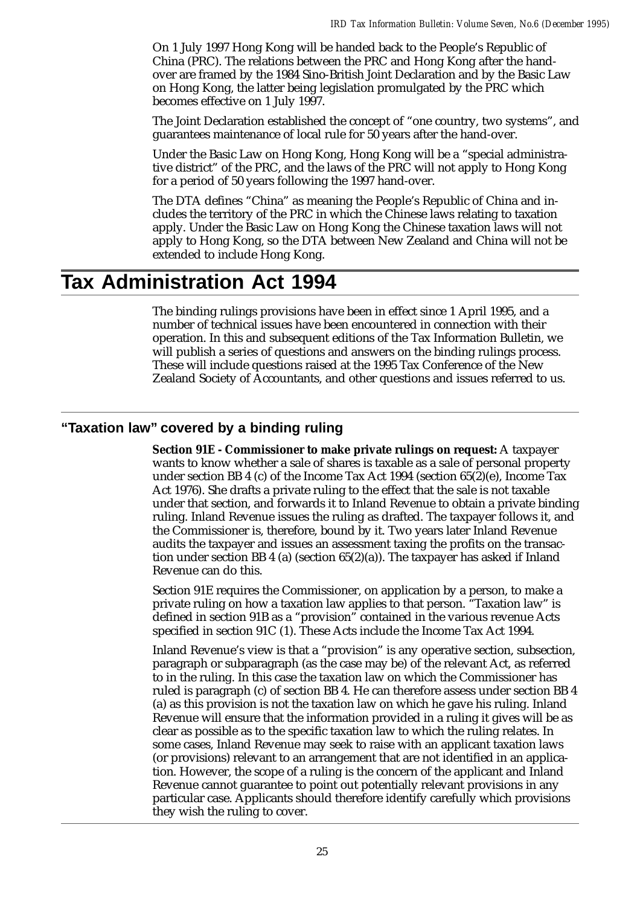On 1 July 1997 Hong Kong will be handed back to the People's Republic of China (PRC). The relations between the PRC and Hong Kong after the hand-over are framed by the 1984 Sino-British Joint Declaration and by the Basic Law on Hong Kong, the latter being legislation promulgated by the PRC which becomes effective on 1 July 1997.

The Joint Declaration established the concept of "one country, two systems", and guarantees maintenance of local rule for 50 years after the hand-over.

Under the Basic Law on Hong Kong, Hong Kong will be a "special administrative district" of the PRC, and the laws of the PRC will not apply to Hong Kong for a period of 50 years following the 1997 hand-over.

The DTA defines "China" as meaning the People's Republic of China and includes the territory of the PRC in which the Chinese laws relating to taxation apply. Under the Basic Law on Hong Kong the Chinese taxation laws will not apply to Hong Kong, so the DTA between New Zealand and China will not be extended to include Hong Kong.

# Tax Administration Act 1994

The binding rulings provisions have been in effect since 1 April 1995, and a number of technical issues have been encountered in connection with their operation. In this and subsequent editions of the Tax Information Bulletin, we will publish a series of questions and answers on the binding rulings process. These will include questions raised at the 1995 Tax Conference of the New Zealand Society of Accountants, and other questions and issues referred to us.

## "Taxation law" covered by a binding ruling

**Section 91E - Commissioner to make private rulings on request:** A taxpayer wants to know whether a sale of shares is taxable as a sale of personal property under section BB 4 (c) of the Income Tax Act 1994 (section 65(2)(e), Income Tax Act 1976). She drafts a private ruling to the effect that the sale is not taxable under that section, and forwards it to Inland Revenue to obtain a private binding ruling. Inland Revenue issues the ruling as drafted. The taxpayer follows it, and the Commissioner is, therefore, bound by it. Two years later Inland Revenue audits the taxpayer and issues an assessment taxing the profits on the transaction under section BB 4 (a) (section 65(2)(a)). The taxpayer has asked if Inland Revenue can do this.

Section 91E requires the Commissioner, on application by a person, to make a private ruling on how a taxation law applies to that person. "Taxation law" is defined in section 91B as a "provision" contained in the various revenue Acts specified in section 91C (1). These Acts include the Income Tax Act 1994.

Inland Revenue's view is that a "provision" is any operative section, subsection, paragraph or subparagraph (as the case may be) of the relevant Act, as referred to in the ruling. In this case the taxation law on which the Commissioner has ruled is paragraph (c) of section BB 4. He can therefore assess under section BB 4 (a) as this provision is not the taxation law on which he gave his ruling. Inland Revenue will ensure that the information provided in a ruling it gives will be as clear as possible as to the specific taxation law to which the ruling relates. In some cases, Inland Revenue may seek to raise with an applicant taxation laws (or provisions) relevant to an arrangement that are not identified in an application. However, the scope of a ruling is the concern of the applicant and Inland Revenue cannot guarantee to point out potentially relevant provisions in any particular case. Applicants should therefore identify carefully which provisions they wish the ruling to cover.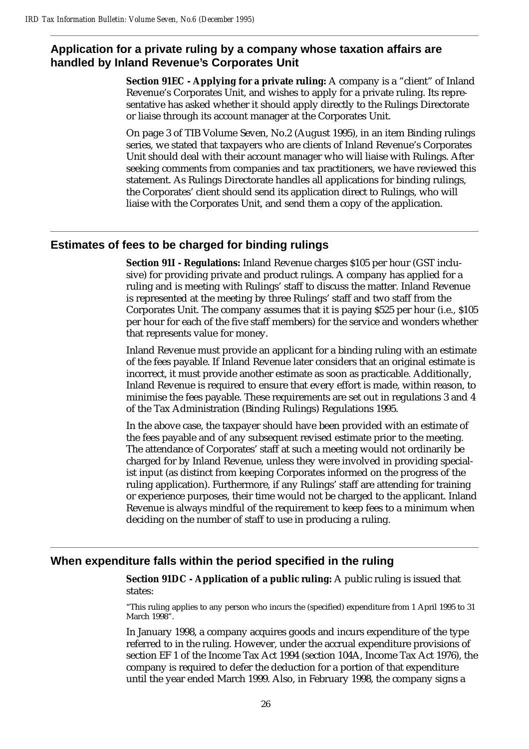## Application for a private ruling by a company whose taxation affairs are handled by Inland Revenue's Corporates Unit

**Section 91EC - Applying for a private ruling:** A company is a "client" of Inland Revenue's Corporates Unit, and wishes to apply for a private ruling. Its representative has asked whether it should apply directly to the Rulings Directorate or liaise through its account manager at the Corporates Unit.

On page 3 of TIB Volume Seven, No.2 (August 1995), in an item Binding rulings series, we stated that taxpayers who are clients of Inland Revenue's Corporates Unit should deal with their account manager who will liaise with Rulings. After seeking comments from companies and tax practitioners, we have reviewed this statement. As Rulings Directorate handles all applications for binding rulings, the Corporates' client should send its application direct to Rulings, who will liaise with the Corporates Unit, and send them a copy of the application.

## Estimates of fees to be charged for binding rulings

**Section 91I - Regulations:** Inland Revenue charges $105 per hour (GST inclusive) for providing private and product rulings. A company has applied for a ruling and is meeting with Rulings' staff to discuss the matter. Inland Revenue is represented at the meeting by three Rulings' staff and two staff from the Corporates Unit. The company assumes that it is paying $525 per hour (i.e., $105 per hour for each of the five staff members) for the service and wonders whether that represents value for money.

Inland Revenue must provide an applicant for a binding ruling with an estimate of the fees payable. If Inland Revenue later considers that an original estimate is incorrect, it must provide another estimate as soon as practicable. Additionally, Inland Revenue is required to ensure that every effort is made, within reason, to minimise the fees payable. These requirements are set out in regulations 3 and 4 of the Tax Administration (Binding Rulings) Regulations 1995.

In the above case, the taxpayer should have been provided with an estimate of the fees payable and of any subsequent revised estimate prior to the meeting. The attendance of Corporates' staff at such a meeting would not ordinarily be charged for by Inland Revenue, unless they were involved in providing specialist input (as distinct from keeping Corporates informed on the progress of the ruling application). Furthermore, if any Rulings' staff are attending for training or experience purposes, their time would not be charged to the applicant. Inland Revenue is always mindful of the requirement to keep fees to a minimum when deciding on the number of staff to use in producing a ruling.

## When expenditure falls within the period specified in the ruling

**Section 91DC - Application of a public ruling:** A public ruling is issued that states:

"This ruling applies to any person who incurs the (specified) expenditure from 1 April 1995 to 31 March 1998".

In January 1998, a company acquires goods and incurs expenditure of the type referred to in the ruling. However, under the accrual expenditure provisions of section EF 1 of the Income Tax Act 1994 (section 104A, Income Tax Act 1976), the company is required to defer the deduction for a portion of that expenditure until the year ended March 1999. Also, in February 1998, the company signs a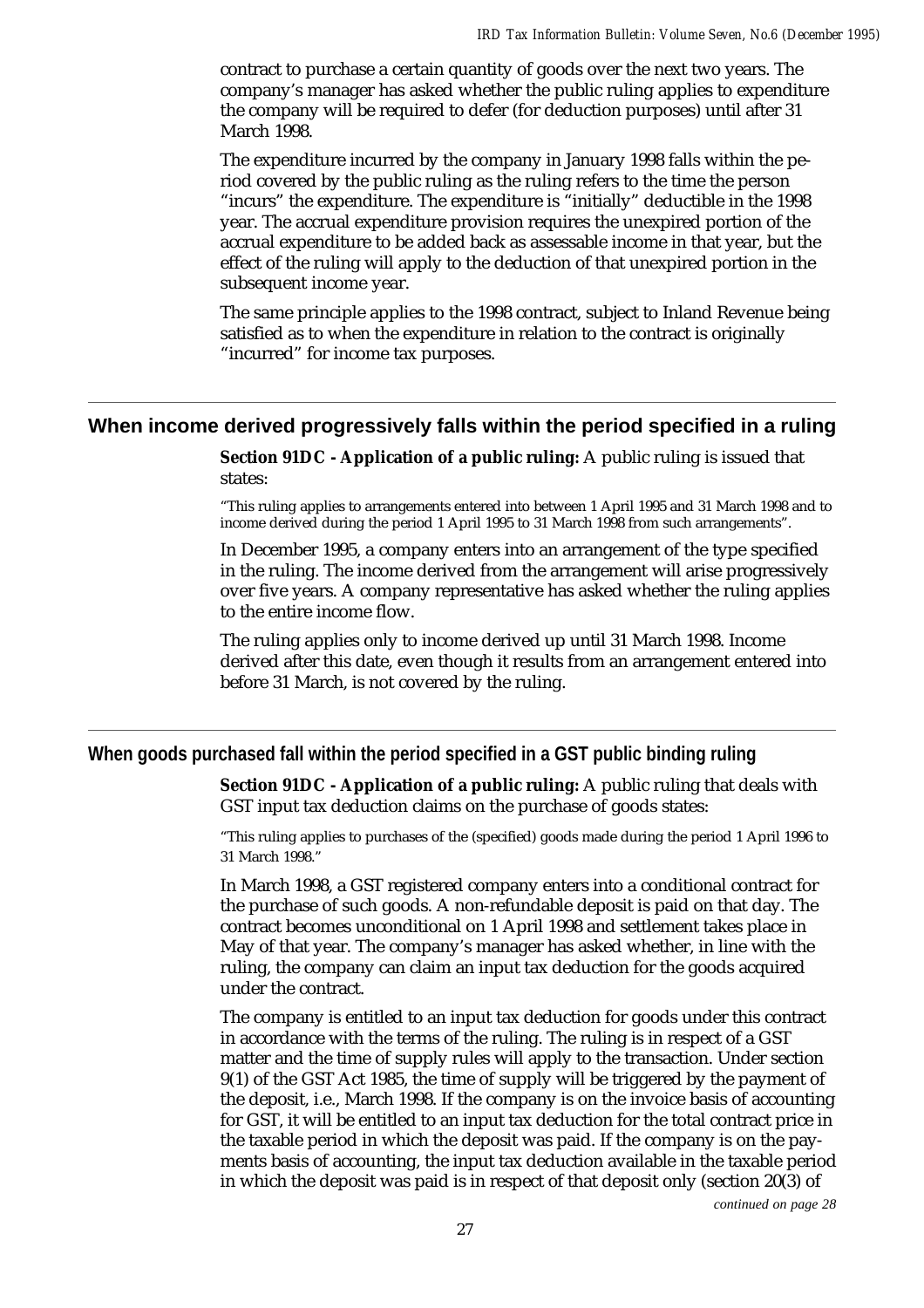contract to purchase a certain quantity of goods over the next two years. The company's manager has asked whether the public ruling applies to expenditure the company will be required to defer (for deduction purposes) until after 31 March 1998.

The expenditure incurred by the company in January 1998 falls within the period covered by the public ruling as the ruling refers to the time the person "incurs" the expenditure. The expenditure is "initially" deductible in the 1998 year. The accrual expenditure provision requires the unexpired portion of the accrual expenditure to be added back as assessable income in that year, but the effect of the ruling will apply to the deduction of that unexpired portion in the subsequent income year.

The same principle applies to the 1998 contract, subject to Inland Revenue being satisfied as to when the expenditure in relation to the contract is originally "incurred" for income tax purposes.

## When income derived progressively falls within the period specified in a ruling

**Section 91DC - Application of a public ruling:** A public ruling is issued that states:

"This ruling applies to arrangements entered into between 1 April 1995 and 31 March 1998 and to income derived during the period 1 April 1995 to 31 March 1998 from such arrangements".

In December 1995, a company enters into an arrangement of the type specified in the ruling. The income derived from the arrangement will arise progressively over five years. A company representative has asked whether the ruling applies to the entire income flow.

The ruling applies only to income derived up until 31 March 1998. Income derived after this date, even though it results from an arrangement entered into before 31 March, is not covered by the ruling.

## When goods purchased fall within the period specified in a GST public binding ruling

**Section 91DC - Application of a public ruling:** A public ruling that deals with GST input tax deduction claims on the purchase of goods states:

"This ruling applies to purchases of the (specified) goods made during the period 1 April 1996 to 31 March 1998."

In March 1998, a GST registered company enters into a conditional contract for the purchase of such goods. A non-refundable deposit is paid on that day. The contract becomes unconditional on 1 April 1998 and settlement takes place in May of that year. The company's manager has asked whether, in line with the ruling, the company can claim an input tax deduction for the goods acquired under the contract.

The company is entitled to an input tax deduction for goods under this contract in accordance with the terms of the ruling. The ruling is in respect of a GST matter and the time of supply rules will apply to the transaction. Under section 9(1) of the GST Act 1985, the time of supply will be triggered by the payment of the deposit, i.e., March 1998. If the company is on the invoice basis of accounting for GST, it will be entitled to an input tax deduction for the total contract price in the taxable period in which the deposit was paid. If the company is on the payments basis of accounting, the input tax deduction available in the taxable period in which the deposit was paid is in respect of that deposit only (section 20(3) of

*continued on page 28*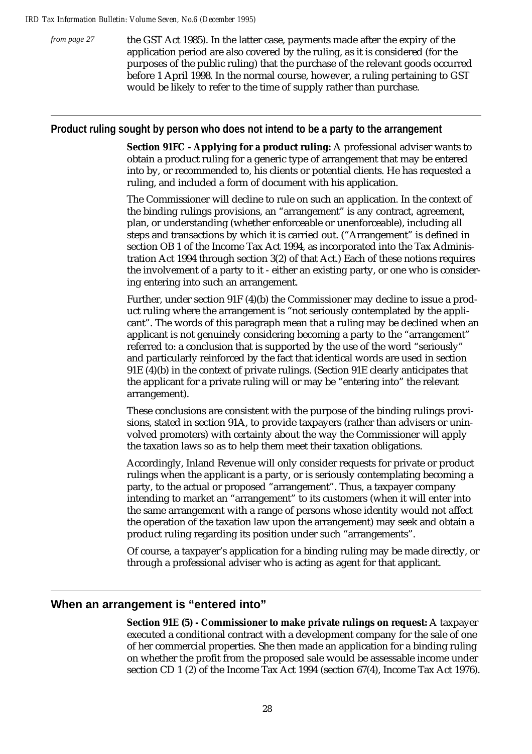*from page 27*

the GST Act 1985). In the latter case, payments made after the expiry of the application period are also covered by the ruling, as it is considered (for the purposes of the public ruling) that the purchase of the relevant goods occurred before 1 April 1998. In the normal course, however, a ruling pertaining to GST would be likely to refer to the time of supply rather than purchase.

## Product ruling sought by person who does not intend to be a party to the arrangement

**Section 91FC - Applying for a product ruling:** A professional adviser wants to obtain a product ruling for a generic type of arrangement that may be entered into by, or recommended to, his clients or potential clients. He has requested a ruling, and included a form of document with his application.

The Commissioner will decline to rule on such an application. In the context of the binding rulings provisions, an "arrangement" is any contract, agreement, plan, or understanding (whether enforceable or unenforceable), including all steps and transactions by which it is carried out. ("Arrangement" is defined in section OB 1 of the Income Tax Act 1994, as incorporated into the Tax Administration Act 1994 through section 3(2) of that Act.) Each of these notions requires the involvement of a party to it - either an existing party, or one who is considering entering into such an arrangement.

Further, under section 91F (4)(b) the Commissioner may decline to issue a product ruling where the arrangement is "not seriously contemplated by the applicant". The words of this paragraph mean that a ruling may be declined when an applicant is not genuinely considering becoming a party to the "arrangement" referred to: a conclusion that is supported by the use of the word "seriously" and particularly reinforced by the fact that identical words are used in section 91E (4)(b) in the context of private rulings. (Section 91E clearly anticipates that the applicant for a private ruling will or may be "entering into" the relevant arrangement).

These conclusions are consistent with the purpose of the binding rulings provisions, stated in section 91A, to provide taxpayers (rather than advisers or uninvolved promoters) with certainty about the way the Commissioner will apply the taxation laws so as to help them meet their taxation obligations.

Accordingly, Inland Revenue will only consider requests for private or product rulings when the applicant is a party, or is seriously contemplating becoming a party, to the actual or proposed "arrangement". Thus, a taxpayer company intending to market an "arrangement" to its customers (when it will enter into the same arrangement with a range of persons whose identity would not affect the operation of the taxation law upon the arrangement) may seek and obtain a product ruling regarding its position under such "arrangements".

Of course, a taxpayer's application for a binding ruling may be made directly, or through a professional adviser who is acting as agent for that applicant.

## When an arrangement is "entered into"

**Section 91E (5) - Commissioner to make private rulings on request:** A taxpayer executed a conditional contract with a development company for the sale of one of her commercial properties. She then made an application for a binding ruling on whether the profit from the proposed sale would be assessable income under section CD 1 (2) of the Income Tax Act 1994 (section 67(4), Income Tax Act 1976).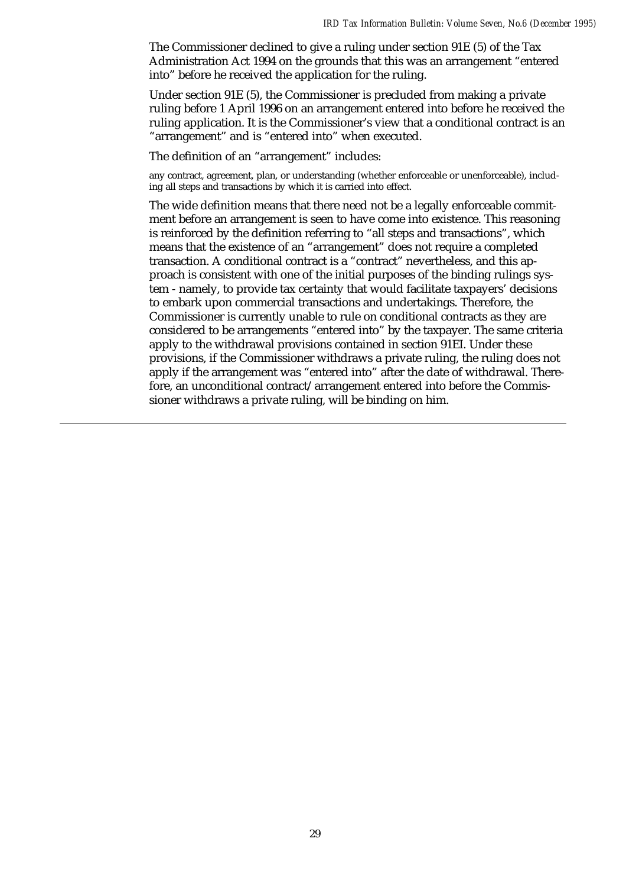The Commissioner declined to give a ruling under section 91E (5) of the Tax Administration Act 1994 on the grounds that this was an arrangement "entered into" before he received the application for the ruling.

Under section 91E (5), the Commissioner is precluded from making a private ruling before 1 April 1996 on an arrangement entered into before he received the ruling application. It is the Commissioner's view that a conditional contract is an "arrangement" and is "entered into" when executed.

The definition of an "arrangement" includes:

> any contract, agreement, plan, or understanding (whether enforceable or unenforceable), including all steps and transactions by which it is carried into effect.

The wide definition means that there need not be a legally enforceable commitment before an arrangement is seen to have come into existence. This reasoning is reinforced by the definition referring to "all steps and transactions", which means that the existence of an "arrangement" does not require a completed transaction. A conditional contract is a "contract" nevertheless, and this approach is consistent with one of the initial purposes of the binding rulings system - namely, to provide tax certainty that would facilitate taxpayers' decisions to embark upon commercial transactions and undertakings. Therefore, the Commissioner is currently unable to rule on conditional contracts as they are considered to be arrangements "entered into" by the taxpayer. The same criteria apply to the withdrawal provisions contained in section 91EI. Under these provisions, if the Commissioner withdraws a private ruling, the ruling does not apply if the arrangement was "entered into" after the date of withdrawal. Therefore, an unconditional contract/arrangement entered into before the Commissioner withdraws a private ruling, will be binding on him.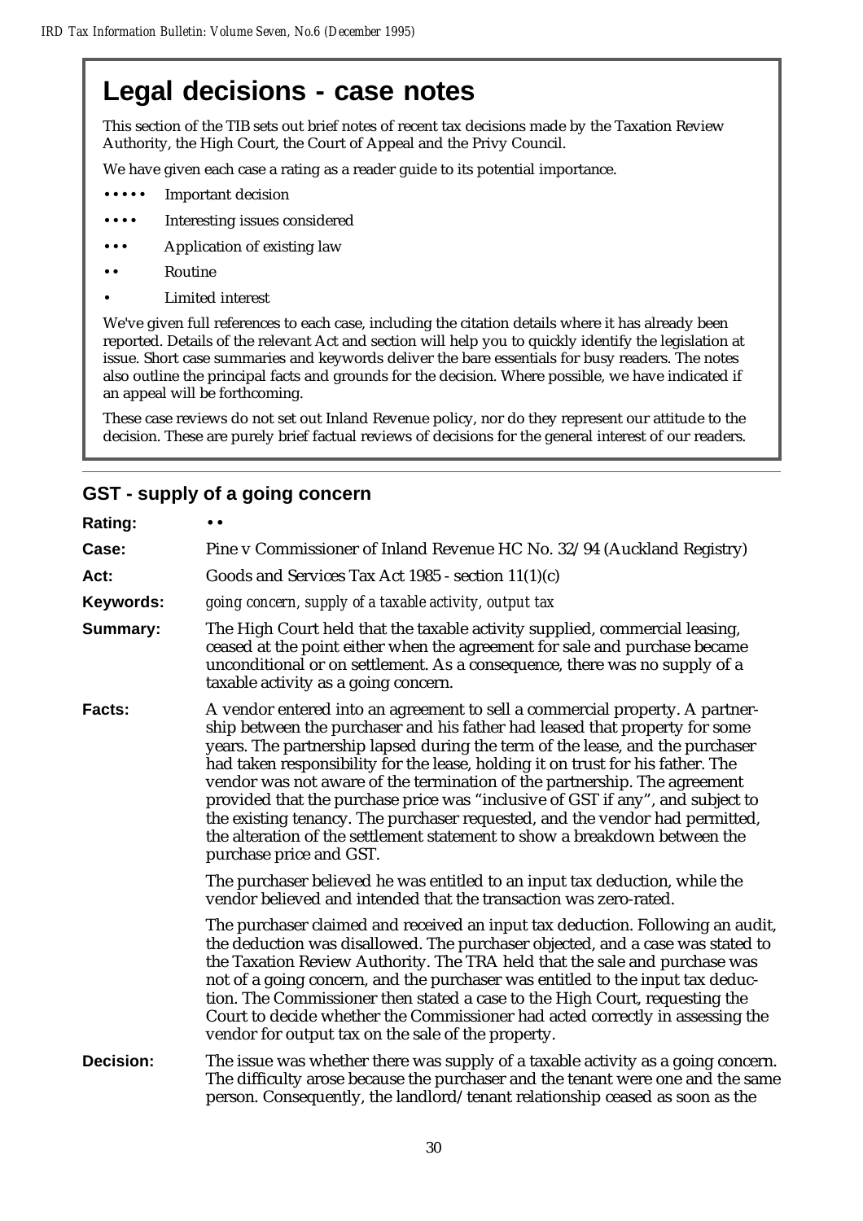# Legal decisions - case notes

This section of the TIB sets out brief notes of recent tax decisions made by the Taxation Review Authority, the High Court, the Court of Appeal and the Privy Council.

We have given each case a rating as a reader guide to its potential importance.

- ••••• Important decision
- •••• Interesting issues considered
- ••• Application of existing law
- •• Routine
- • Limited interest

We've given full references to each case, including the citation details where it has already been reported. Details of the relevant Act and section will help you to quickly identify the legislation at issue. Short case summaries and keywords deliver the bare essentials for busy readers. The notes also outline the principal facts and grounds for the decision. Where possible, we have indicated if an appeal will be forthcoming.

These case reviews do not set out Inland Revenue policy, nor do they represent our attitude to the decision. These are purely brief factual reviews of decisions for the general interest of our readers.

## GST - supply of a going concern

**Rating:** ••

**Case:** Pine v Commissioner of Inland Revenue HC No. 32/94 (Auckland Registry)

**Act:** Goods and Services Tax Act 1985 - section 11(1)(c)

**Keywords:** *going concern, supply of a taxable activity, output tax*

**Summary:** The High Court held that the taxable activity supplied, commercial leasing, ceased at the point either when the agreement for sale and purchase became unconditional or on settlement. As a consequence, there was no supply of a taxable activity as a going concern.

**Facts:** A vendor entered into an agreement to sell a commercial property. A partnership between the purchaser and his father had leased that property for some years. The partnership lapsed during the term of the lease, and the purchaser had taken responsibility for the lease, holding it on trust for his father. The vendor was not aware of the termination of the partnership. The agreement provided that the purchase price was "inclusive of GST if any", and subject to the existing tenancy. The purchaser requested, and the vendor had permitted, the alteration of the settlement statement to show a breakdown between the purchase price and GST.

The purchaser believed he was entitled to an input tax deduction, while the vendor believed and intended that the transaction was zero-rated.

The purchaser claimed and received an input tax deduction. Following an audit, the deduction was disallowed. The purchaser objected, and a case was stated to the Taxation Review Authority. The TRA held that the sale and purchase was not of a going concern, and the purchaser was entitled to the input tax deduction. The Commissioner then stated a case to the High Court, requesting the Court to decide whether the Commissioner had acted correctly in assessing the vendor for output tax on the sale of the property.

**Decision:** The issue was whether there was supply of a taxable activity as a going concern. The difficulty arose because the purchaser and the tenant were one and the same person. Consequently, the landlord/tenant relationship ceased as soon as the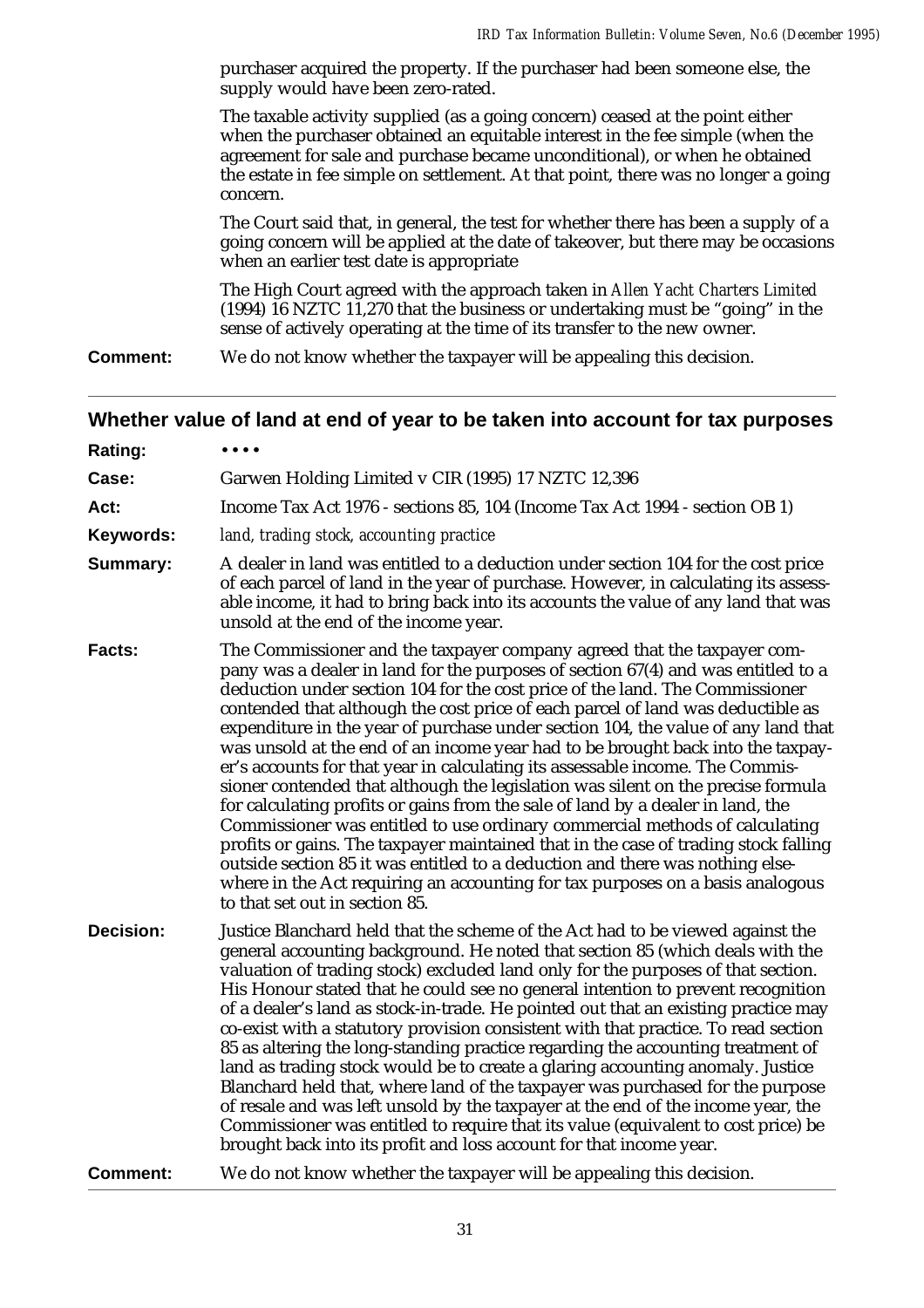purchaser acquired the property. If the purchaser had been someone else, the supply would have been zero-rated.

The taxable activity supplied (as a going concern) ceased at the point either when the purchaser obtained an equitable interest in the fee simple (when the agreement for sale and purchase became unconditional), or when he obtained the estate in fee simple on settlement. At that point, there was no longer a going concern.

The Court said that, in general, the test for whether there has been a supply of a going concern will be applied at the date of takeover, but there may be occasions when an earlier test date is appropriate

The High Court agreed with the approach taken in *Allen Yacht Charters Limited* (1994) 16 NZTC 11,270 that the business or undertaking must be "going" in the sense of actively operating at the time of its transfer to the new owner.

**Comment:** We do not know whether the taxpayer will be appealing this decision.

## Whether value of land at end of year to be taken into account for tax purposes

**Rating:** • • • •

**Case:** Garwen Holding Limited v CIR (1995) 17 NZTC 12,396

**Act:** Income Tax Act 1976 - sections 85, 104 (Income Tax Act 1994 - section OB 1)

**Keywords:** *land, trading stock, accounting practice*

**Summary:** A dealer in land was entitled to a deduction under section 104 for the cost price of each parcel of land in the year of purchase. However, in calculating its assessable income, it had to bring back into its accounts the value of any land that was unsold at the end of the income year.

**Facts:** The Commissioner and the taxpayer company agreed that the taxpayer company was a dealer in land for the purposes of section 67(4) and was entitled to a deduction under section 104 for the cost price of the land. The Commissioner contended that although the cost price of each parcel of land was deductible as expenditure in the year of purchase under section 104, the value of any land that was unsold at the end of an income year had to be brought back into the taxpayer's accounts for that year in calculating its assessable income. The Commissioner contended that although the legislation was silent on the precise formula for calculating profits or gains from the sale of land by a dealer in land, the Commissioner was entitled to use ordinary commercial methods of calculating profits or gains. The taxpayer maintained that in the case of trading stock falling outside section 85 it was entitled to a deduction and there was nothing elsewhere in the Act requiring an accounting for tax purposes on a basis analogous to that set out in section 85.

**Decision:** Justice Blanchard held that the scheme of the Act had to be viewed against the general accounting background. He noted that section 85 (which deals with the valuation of trading stock) excluded land only for the purposes of that section. His Honour stated that he could see no general intention to prevent recognition of a dealer's land as stock-in-trade. He pointed out that an existing practice may co-exist with a statutory provision consistent with that practice. To read section 85 as altering the long-standing practice regarding the accounting treatment of land as trading stock would be to create a glaring accounting anomaly. Justice Blanchard held that, where land of the taxpayer was purchased for the purpose of resale and was left unsold by the taxpayer at the end of the income year, the Commissioner was entitled to require that its value (equivalent to cost price) be brought back into its profit and loss account for that income year.

**Comment:** We do not know whether the taxpayer will be appealing this decision.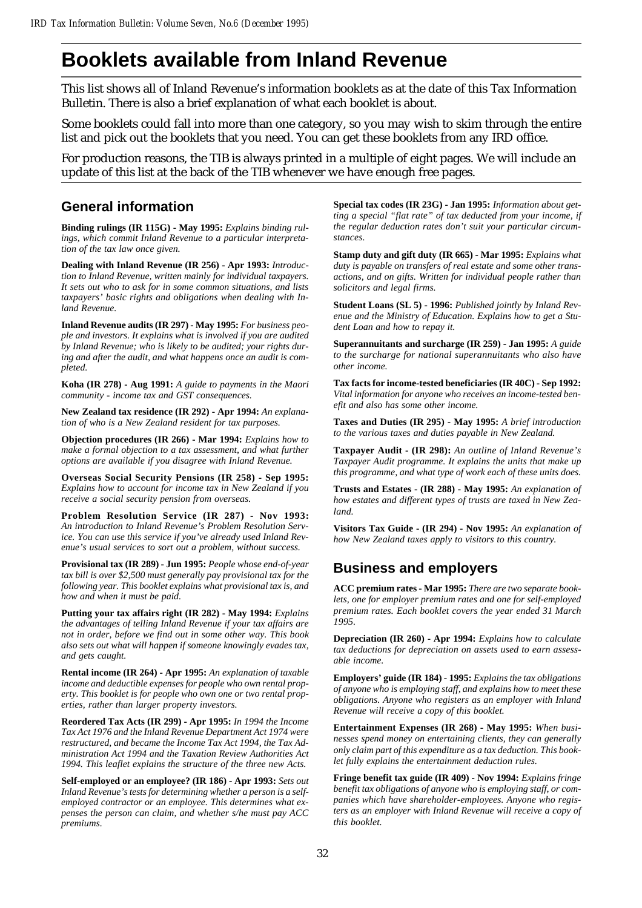# Booklets available from Inland Revenue

This list shows all of Inland Revenue's information booklets as at the date of this Tax Information Bulletin. There is also a brief explanation of what each booklet is about.

Some booklets could fall into more than one category, so you may wish to skim through the entire list and pick out the booklets that you need. You can get these booklets from any IRD office.

For production reasons, the TIB is always printed in a multiple of eight pages. We will include an update of this list at the back of the TIB whenever we have enough free pages.

## General information

**Binding rulings (IR 115G) - May 1995:** *Explains binding rulings, which commit Inland Revenue to a particular interpretation of the tax law once given.*

**Dealing with Inland Revenue (IR 256) - Apr 1993:** *Introduction to Inland Revenue, written mainly for individual taxpayers. It sets out who to ask for in some common situations, and lists taxpayers' basic rights and obligations when dealing with Inland Revenue.*

**Inland Revenue audits (IR 297) - May 1995:** *For business people and investors. It explains what is involved if you are audited by Inland Revenue; who is likely to be audited; your rights during and after the audit, and what happens once an audit is completed.*

**Koha (IR 278) - Aug 1991:** *A guide to payments in the Maori community - income tax and GST consequences.*

**New Zealand tax residence (IR 292) - Apr 1994:** *An explanation of who is a New Zealand resident for tax purposes.*

**Objection procedures (IR 266) - Mar 1994:** *Explains how to make a formal objection to a tax assessment, and what further options are available if you disagree with Inland Revenue.*

**Overseas Social Security Pensions (IR 258) - Sep 1995:** *Explains how to account for income tax in New Zealand if you receive a social security pension from overseas.*

**Problem Resolution Service (IR 287) - Nov 1993:** *An introduction to Inland Revenue's Problem Resolution Service. You can use this service if you've already used Inland Revenue's usual services to sort out a problem, without success.*

**Provisional tax (IR 289) - Jun 1995:** *People whose end-of-year tax bill is over $2,500 must generally pay provisional tax for the following year. This booklet explains what provisional tax is, and how and when it must be paid.*

**Putting your tax affairs right (IR 282) - May 1994:** *Explains the advantages of telling Inland Revenue if your tax affairs are not in order, before we find out in some other way. This book also sets out what will happen if someone knowingly evades tax, and gets caught.*

**Rental income (IR 264) - Apr 1995:** *An explanation of taxable income and deductible expenses for people who own rental property. This booklet is for people who own one or two rental properties, rather than larger property investors.*

**Reordered Tax Acts (IR 299) - Apr 1995:** *In 1994 the Income Tax Act 1976 and the Inland Revenue Department Act 1974 were restructured, and became the Income Tax Act 1994, the Tax Administration Act 1994 and the Taxation Review Authorities Act 1994. This leaflet explains the structure of the three new Acts.*

**Self-employed or an employee? (IR 186) - Apr 1993:** *Sets out Inland Revenue's tests for determining whether a person is a self-employed contractor or an employee. This determines what expenses the person can claim, and whether s/he must pay ACC premiums.*

**Special tax codes (IR 23G) - Jan 1995:** *Information about getting a special "flat rate" of tax deducted from your income, if the regular deduction rates don't suit your particular circumstances.*

**Stamp duty and gift duty (IR 665) - Mar 1995:** *Explains what duty is payable on transfers of real estate and some other transactions, and on gifts. Written for individual people rather than solicitors and legal firms.*

**Student Loans (SL 5) - 1996:** *Published jointly by Inland Revenue and the Ministry of Education. Explains how to get a Student Loan and how to repay it.*

**Superannuitants and surcharge (IR 259) - Jan 1995:** *A guide to the surcharge for national superannuitants who also have other income.*

**Tax facts for income-tested beneficiaries (IR 40C) - Sep 1992:** *Vital information for anyone who receives an income-tested benefit and also has some other income.*

**Taxes and Duties (IR 295) - May 1995:** *A brief introduction to the various taxes and duties payable in New Zealand.*

**Taxpayer Audit - (IR 298):** *An outline of Inland Revenue's Taxpayer Audit programme. It explains the units that make up this programme, and what type of work each of these units does.*

**Trusts and Estates - (IR 288) - May 1995:** *An explanation of how estates and different types of trusts are taxed in New Zealand.*

**Visitors Tax Guide - (IR 294) - Nov 1995:** *An explanation of how New Zealand taxes apply to visitors to this country.*

## Business and employers

**ACC premium rates - Mar 1995:** *There are two separate booklets, one for employer premium rates and one for self-employed premium rates. Each booklet covers the year ended 31 March 1995.*

**Depreciation (IR 260) - Apr 1994:** *Explains how to calculate tax deductions for depreciation on assets used to earn assessable income.*

**Employers' guide (IR 184) - 1995:** *Explains the tax obligations of anyone who is employing staff, and explains how to meet these obligations. Anyone who registers as an employer with Inland Revenue will receive a copy of this booklet.*

**Entertainment Expenses (IR 268) - May 1995:** *When businesses spend money on entertaining clients, they can generally only claim part of this expenditure as a tax deduction. This booklet fully explains the entertainment deduction rules.*

**Fringe benefit tax guide (IR 409) - Nov 1994:** *Explains fringe benefit tax obligations of anyone who is employing staff, or companies which have shareholder-employees. Anyone who registers as an employer with Inland Revenue will receive a copy of this booklet.*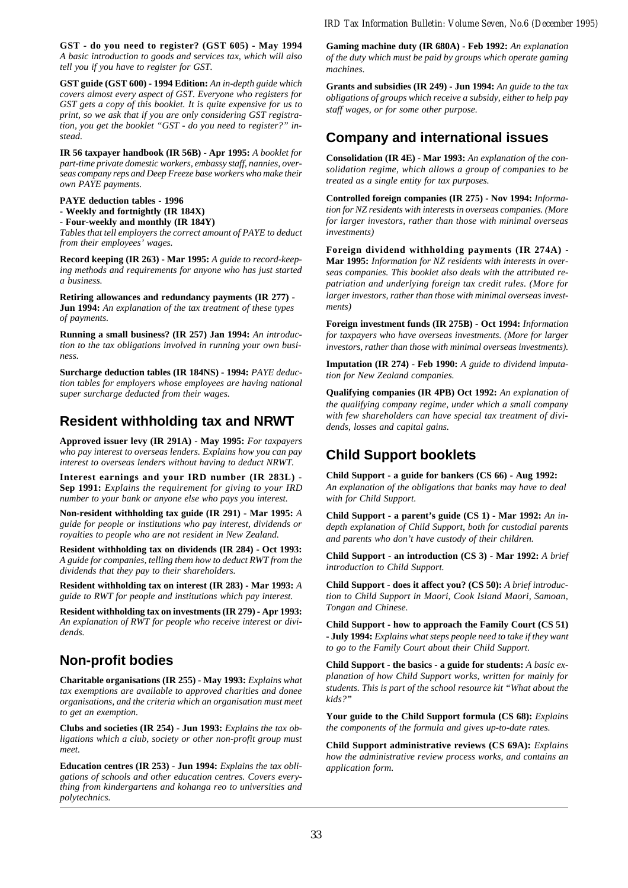**GST - do you need to register? (GST 605) - May 1994** *A basic introduction to goods and services tax, which will also tell you if you have to register for GST.*

**GST guide (GST 600) - 1994 Edition:** *An in-depth guide which covers almost every aspect of GST. Everyone who registers for GST gets a copy of this booklet. It is quite expensive for us to print, so we ask that if you are only considering GST registration, you get the booklet "GST - do you need to register?" instead.*

**IR 56 taxpayer handbook (IR 56B) - Apr 1995:** *A booklet for part-time private domestic workers, embassy staff, nannies, overseas company reps and Deep Freeze base workers who make their own PAYE payments.*

**PAYE deduction tables - 1996**
**- Weekly and fortnightly (IR 184X)**
**- Four-weekly and monthly (IR 184Y)**
*Tables that tell employers the correct amount of PAYE to deduct from their employees' wages.*

**Record keeping (IR 263) - Mar 1995:** *A guide to record-keeping methods and requirements for anyone who has just started a business.*

**Retiring allowances and redundancy payments (IR 277) - Jun 1994:** *An explanation of the tax treatment of these types of payments.*

**Running a small business? (IR 257) Jan 1994:** *An introduction to the tax obligations involved in running your own business.*

**Surcharge deduction tables (IR 184NS) - 1994:** *PAYE deduction tables for employers whose employees are having national super surcharge deducted from their wages.*

## Resident withholding tax and NRWT

**Approved issuer levy (IR 291A) - May 1995:** *For taxpayers who pay interest to overseas lenders. Explains how you can pay interest to overseas lenders without having to deduct NRWT.*

**Interest earnings and your IRD number (IR 283L) - Sep 1991:** *Explains the requirement for giving to your IRD number to your bank or anyone else who pays you interest.*

**Non-resident withholding tax guide (IR 291) - Mar 1995:** *A guide for people or institutions who pay interest, dividends or royalties to people who are not resident in New Zealand.*

**Resident withholding tax on dividends (IR 284) - Oct 1993:** *A guide for companies, telling them how to deduct RWT from the dividends that they pay to their shareholders.*

**Resident withholding tax on interest (IR 283) - Mar 1993:** *A guide to RWT for people and institutions which pay interest.*

**Resident withholding tax on investments (IR 279) - Apr 1993:** *An explanation of RWT for people who receive interest or dividends.*

## Non-profit bodies

**Charitable organisations (IR 255) - May 1993:** *Explains what tax exemptions are available to approved charities and donee organisations, and the criteria which an organisation must meet to get an exemption.*

**Clubs and societies (IR 254) - Jun 1993:** *Explains the tax obligations which a club, society or other non-profit group must meet.*

**Education centres (IR 253) - Jun 1994:** *Explains the tax obligations of schools and other education centres. Covers everything from kindergartens and kohanga reo to universities and polytechnics.*

**Gaming machine duty (IR 680A) - Feb 1992:** *An explanation of the duty which must be paid by groups which operate gaming machines.*

**Grants and subsidies (IR 249) - Jun 1994:** *An guide to the tax obligations of groups which receive a subsidy, either to help pay staff wages, or for some other purpose.*

## Company and international issues

**Consolidation (IR 4E) - Mar 1993:** *An explanation of the consolidation regime, which allows a group of companies to be treated as a single entity for tax purposes.*

**Controlled foreign companies (IR 275) - Nov 1994:** *Information for NZ residents with interests in overseas companies. (More for larger investors, rather than those with minimal overseas investments)*

**Foreign dividend withholding payments (IR 274A) - Mar 1995:** *Information for NZ residents with interests in overseas companies. This booklet also deals with the attributed repatriation and underlying foreign tax credit rules. (More for larger investors, rather than those with minimal overseas investments)*

**Foreign investment funds (IR 275B) - Oct 1994:** *Information for taxpayers who have overseas investments. (More for larger investors, rather than those with minimal overseas investments).*

**Imputation (IR 274) - Feb 1990:** *A guide to dividend imputation for New Zealand companies.*

**Qualifying companies (IR 4PB) Oct 1992:** *An explanation of the qualifying company regime, under which a small company with few shareholders can have special tax treatment of dividends, losses and capital gains.*

## Child Support booklets

**Child Support - a guide for bankers (CS 66) - Aug 1992:** *An explanation of the obligations that banks may have to deal with for Child Support.*

**Child Support - a parent's guide (CS 1) - Mar 1992:** *An in-depth explanation of Child Support, both for custodial parents and parents who don't have custody of their children.*

**Child Support - an introduction (CS 3) - Mar 1992:** *A brief introduction to Child Support.*

**Child Support - does it affect you? (CS 50):** *A brief introduction to Child Support in Maori, Cook Island Maori, Samoan, Tongan and Chinese.*

**Child Support - how to approach the Family Court (CS 51) - July 1994:** *Explains what steps people need to take if they want to go to the Family Court about their Child Support.*

**Child Support - the basics - a guide for students:** *A basic explanation of how Child Support works, written for mainly for students. This is part of the school resource kit "What about the kids?"*

**Your guide to the Child Support formula (CS 68):** *Explains the components of the formula and gives up-to-date rates.*

**Child Support administrative reviews (CS 69A):** *Explains how the administrative review process works, and contains an application form.*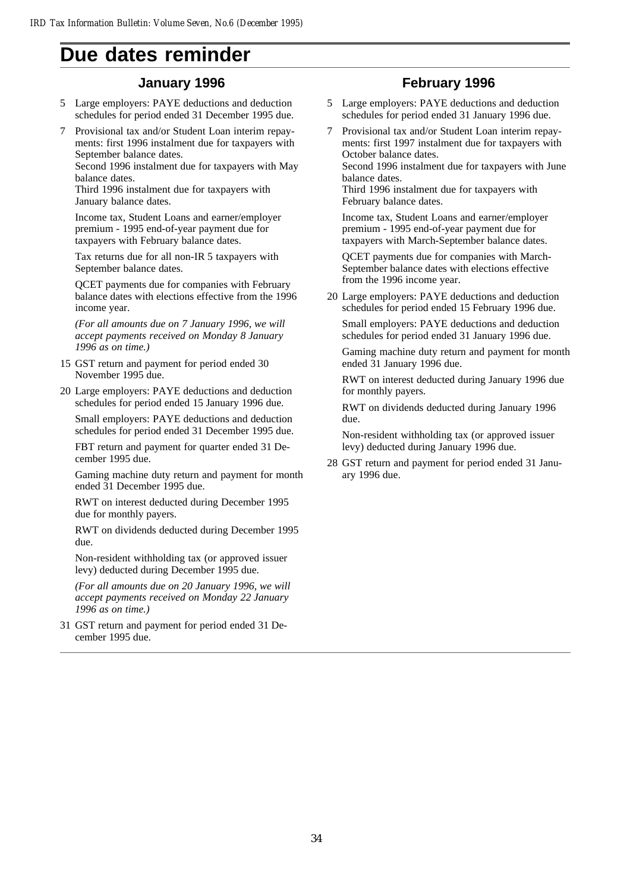# Due dates reminder

## January 1996

5 Large employers: PAYE deductions and deduction schedules for period ended 31 December 1995 due.

7 Provisional tax and/or Student Loan interim repayments: first 1996 instalment due for taxpayers with September balance dates.
Second 1996 instalment due for taxpayers with May balance dates.
Third 1996 instalment due for taxpayers with January balance dates.

Income tax, Student Loans and earner/employer premium - 1995 end-of-year payment due for taxpayers with February balance dates.

Tax returns due for all non-IR 5 taxpayers with September balance dates.

QCET payments due for companies with February balance dates with elections effective from the 1996 income year.

*(For all amounts due on 7 January 1996, we will accept payments received on Monday 8 January 1996 as on time.)*

15 GST return and payment for period ended 30 November 1995 due.

20 Large employers: PAYE deductions and deduction schedules for period ended 15 January 1996 due.

Small employers: PAYE deductions and deduction schedules for period ended 31 December 1995 due.

FBT return and payment for quarter ended 31 December 1995 due.

Gaming machine duty return and payment for month ended 31 December 1995 due.

RWT on interest deducted during December 1995 due for monthly payers.

RWT on dividends deducted during December 1995 due.

Non-resident withholding tax (or approved issuer levy) deducted during December 1995 due.

*(For all amounts due on 20 January 1996, we will accept payments received on Monday 22 January 1996 as on time.)*

31 GST return and payment for period ended 31 December 1995 due.

## February 1996

5 Large employers: PAYE deductions and deduction schedules for period ended 31 January 1996 due.

7 Provisional tax and/or Student Loan interim repayments: first 1997 instalment due for taxpayers with October balance dates.
Second 1996 instalment due for taxpayers with June balance dates.
Third 1996 instalment due for taxpayers with February balance dates.

Income tax, Student Loans and earner/employer premium - 1995 end-of-year payment due for taxpayers with March-September balance dates.

QCET payments due for companies with March-September balance dates with elections effective from the 1996 income year.

20 Large employers: PAYE deductions and deduction schedules for period ended 15 February 1996 due.

Small employers: PAYE deductions and deduction schedules for period ended 31 January 1996 due.

Gaming machine duty return and payment for month ended 31 January 1996 due.

RWT on interest deducted during January 1996 due for monthly payers.

RWT on dividends deducted during January 1996 due.

Non-resident withholding tax (or approved issuer levy) deducted during January 1996 due.

28 GST return and payment for period ended 31 January 1996 due.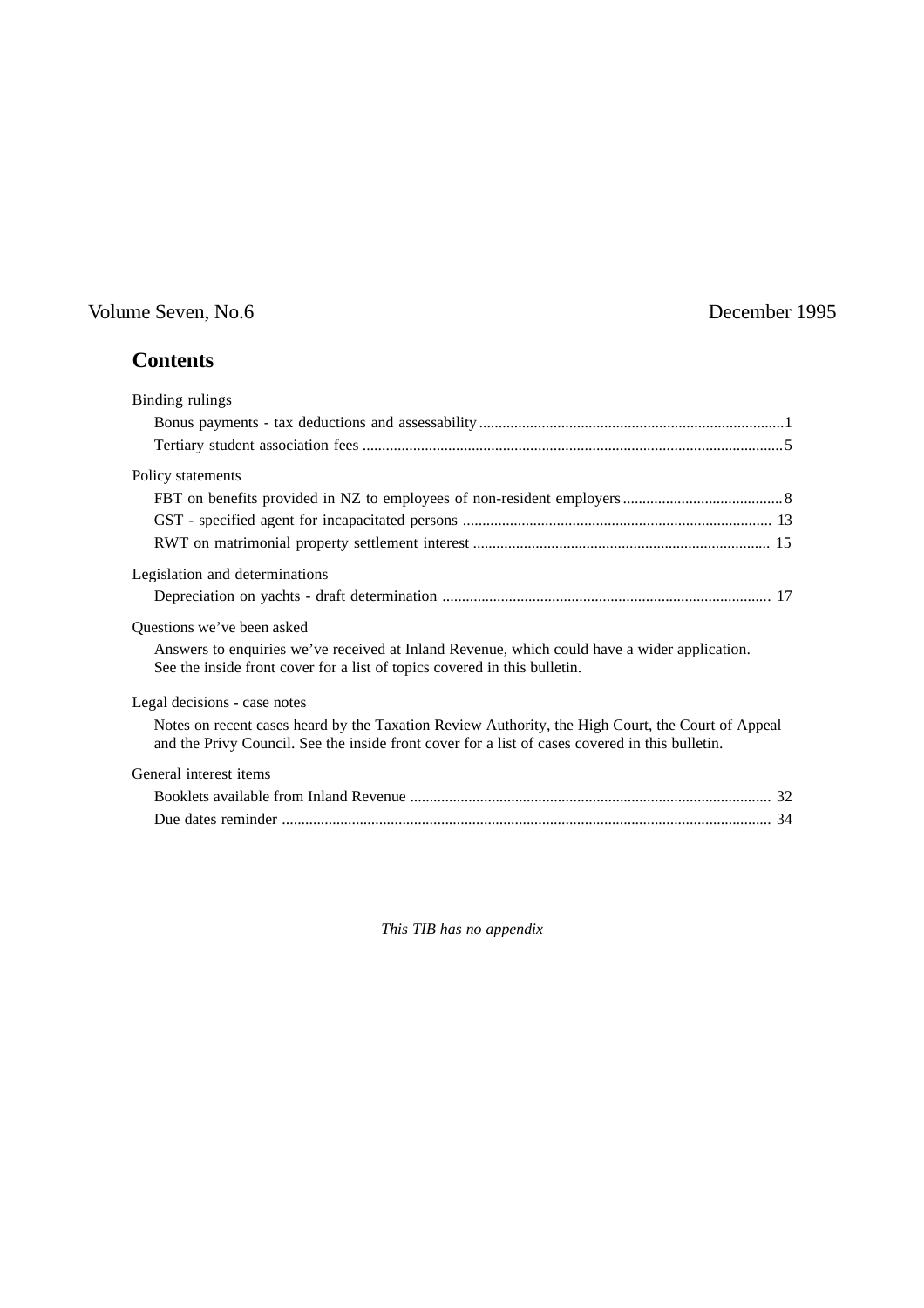Volume Seven, No.6 December 1995

## Contents

Binding rulings

- Bonus payments - tax deductions and assessability ........................................ 1
- Tertiary student association fees ........................................ 5

Policy statements

- FBT on benefits provided in NZ to employees of non-resident employers ........................................ 8
- GST - specified agent for incapacitated persons ........................................ 13
- RWT on matrimonial property settlement interest ........................................ 15

Legislation and determinations

- Depreciation on yachts - draft determination ........................................ 17

Questions we've been asked

Answers to enquiries we've received at Inland Revenue, which could have a wider application. See the inside front cover for a list of topics covered in this bulletin.

Legal decisions - case notes

Notes on recent cases heard by the Taxation Review Authority, the High Court, the Court of Appeal and the Privy Council. See the inside front cover for a list of cases covered in this bulletin.

General interest items

- Booklets available from Inland Revenue ........................................ 32
- Due dates reminder ........................................ 34

*This TIB has no appendix*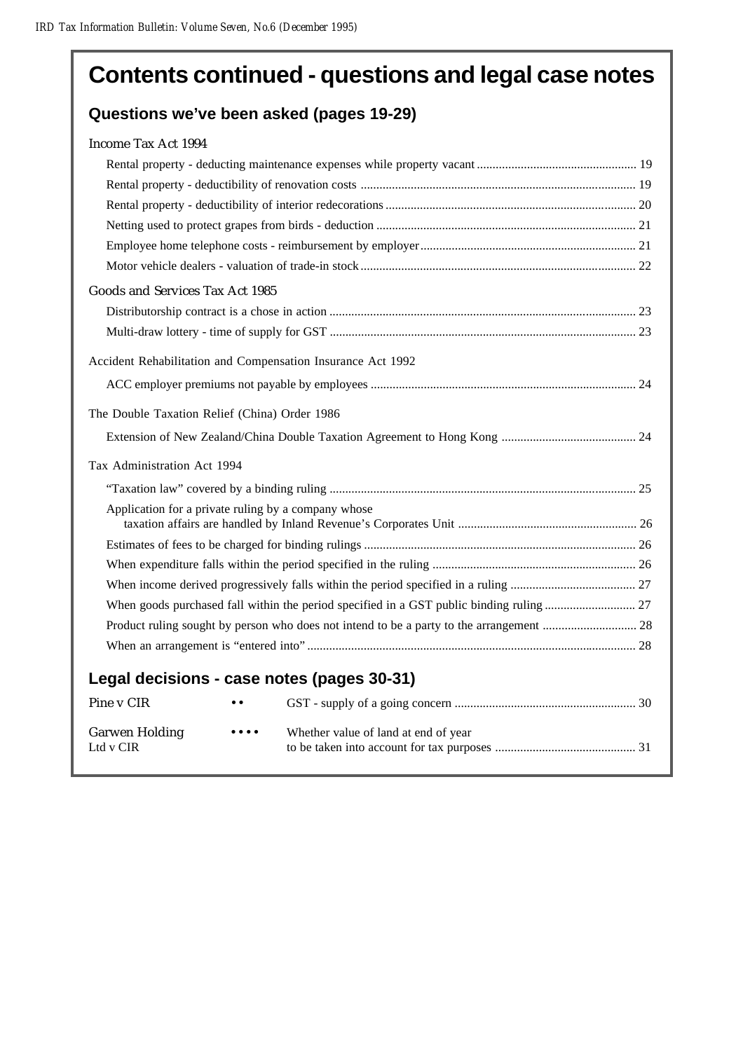# Contents continued - questions and legal case notes

## Questions we've been asked (pages 19-29)

Income Tax Act 1994

- Rental property - deducting maintenance expenses while property vacant .................................................. 19
- Rental property - deductibility of renovation costs ....................................................................................... 19
- Rental property - deductibility of interior redecorations ............................................................................... 20
- Netting used to protect grapes from birds - deduction .................................................................................. 21
- Employee home telephone costs - reimbursement by employer .................................................................... 21
- Motor vehicle dealers - valuation of trade-in stock ....................................................................................... 22

Goods and Services Tax Act 1985

- Distributorship contract is a chose in action .................................................................................................. 23
- Multi-draw lottery - time of supply for GST .................................................................................................. 23

Accident Rehabilitation and Compensation Insurance Act 1992

- ACC employer premiums not payable by employees .................................................................................... 24

The Double Taxation Relief (China) Order 1986

- Extension of New Zealand/China Double Taxation Agreement to Hong Kong ........................................... 24

Tax Administration Act 1994

- "Taxation law" covered by a binding ruling ................................................................................................. 25
- Application for a private ruling by a company whose taxation affairs are handled by Inland Revenue's Corporates Unit ......................................................... 26
- Estimates of fees to be charged for binding rulings ...................................................................................... 26
- When expenditure falls within the period specified in the ruling ................................................................. 26
- When income derived progressively falls within the period specified in a ruling ........................................ 27
- When goods purchased fall within the period specified in a GST public binding ruling ............................. 27
- Product ruling sought by person who does not intend to be a party to the arrangement .............................. 28
- When an arrangement is "entered into" ........................................................................................................ 28

## Legal decisions - case notes (pages 30-31)

| | | | |
|---|---|---|---|
| Pine v CIR | •• | GST - supply of a going concern | 30 |
| Garwen Holding Ltd v CIR | •••• | Whether value of land at end of year to be taken into account for tax purposes | 31 |